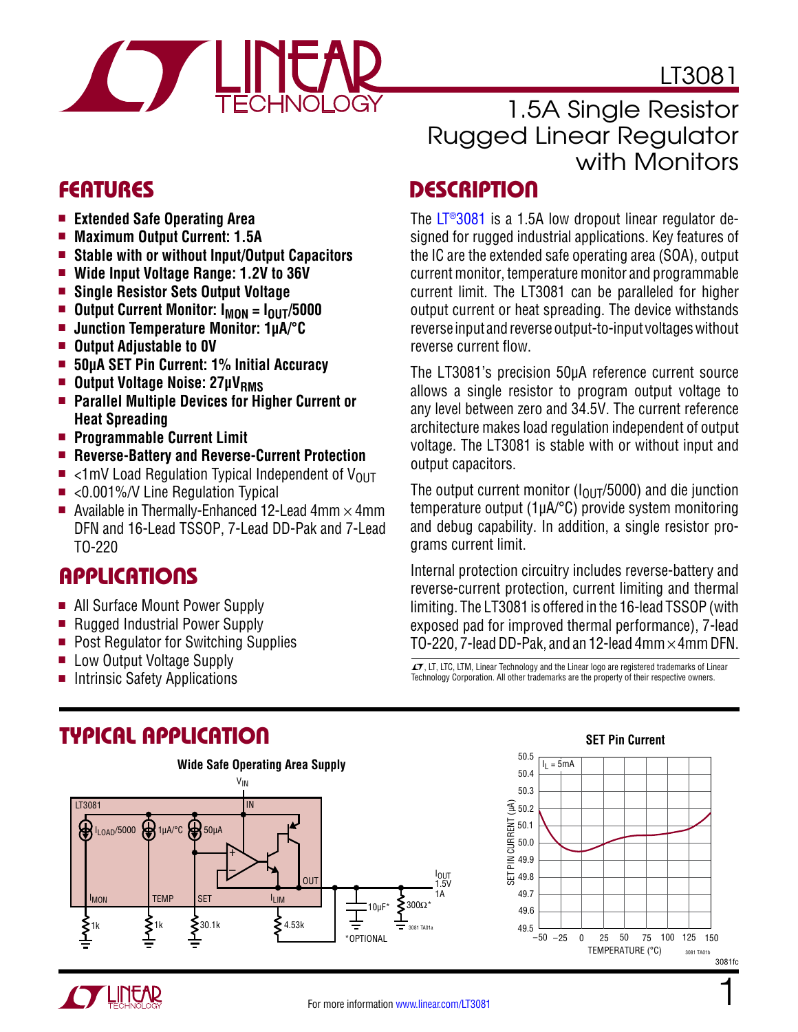# LT3081

## 1.5A Single Resistor Rugged Linear Regulator with Monitors

## FEATURES

- **Extended Safe Operating Area**
- **Maximum Output Current: 1.5A**
- **Stable with or without Input/Output Capacitors**
- **Wide Input Voltage Range: 1.2V to 36V**
- **Single Resistor Sets Output Voltage**
- **Output Current Monitor: $I_{MON} = I_{OUT}/5000$**
- **Junction Temperature Monitor: 1µA/°C**
- **Output Adjustable to 0V**
- **50µA SET Pin Current: 1% Initial Accuracy**
- **Output Voltage Noise: 27µV$_{RMS}$**
- **Parallel Multiple Devices for Higher Current or Heat Spreading**
- **Programmable Current Limit**
- **Reverse-Battery and Reverse-Current Protection**
- <1mV Load Regulation Typical Independent of $V_{OUT}$
- <0.001%/V Line Regulation Typical
- Available in Thermally-Enhanced 12-Lead 4mm × 4mm DFN and 16-Lead TSSOP, 7-Lead DD-Pak and 7-Lead TO-220

## APPLICATIONS

- All Surface Mount Power Supply
- Rugged Industrial Power Supply
- Post Regulator for Switching Supplies
- Low Output Voltage Supply
- Intrinsic Safety Applications

## DESCRIPTION

The LT®3081 is a 1.5A low dropout linear regulator designed for rugged industrial applications. Key features of the IC are the extended safe operating area (SOA), output current monitor, temperature monitor and programmable current limit. The LT3081 can be paralleled for higher output current or heat spreading. The device withstands reverse input and reverse output-to-input voltages without reverse current flow.

The LT3081's precision 50µA reference current source allows a single resistor to program output voltage to any level between zero and 34.5V. The current reference architecture makes load regulation independent of output voltage. The LT3081 is stable with or without input and output capacitors.

The output current monitor ($I_{OUT}$/5000) and die junction temperature output (1µA/°C) provide system monitoring and debug capability. In addition, a single resistor programs current limit.

Internal protection circuitry includes reverse-battery and reverse-current protection, current limiting and thermal limiting. The LT3081 is offered in the 16-lead TSSOP (with exposed pad for improved thermal performance), 7-lead TO-220, 7-lead DD-Pak, and an 12-lead 4mm × 4mm DFN.

LT, LTC, LTM, Linear Technology and the Linear logo are registered trademarks of Linear Technology Corporation. All other trademarks are the property of their respective owners.

## TYPICAL APPLICATION

**Wide Safe Operating Area Supply**

$V_{IN}$ — IN; LT3081 with internal sources $I_{LOAD}$/5000, 1µA/°C, 50µA; pins $I_{MON}$ (1k to ground), TEMP (1k to ground), SET (30.1k to ground), $I_{LIM}$ (4.53k to ground), OUT → $I_{OUT}$ 1.5V 1A, with 10µF* and 300Ω* to ground.

*OPTIONAL

**SET Pin Current**

SET PIN CURRENT (µA) vs TEMPERATURE (°C), $I_L$ = 5mA; y-axis 49.5 to 50.5, x-axis –50 to 150.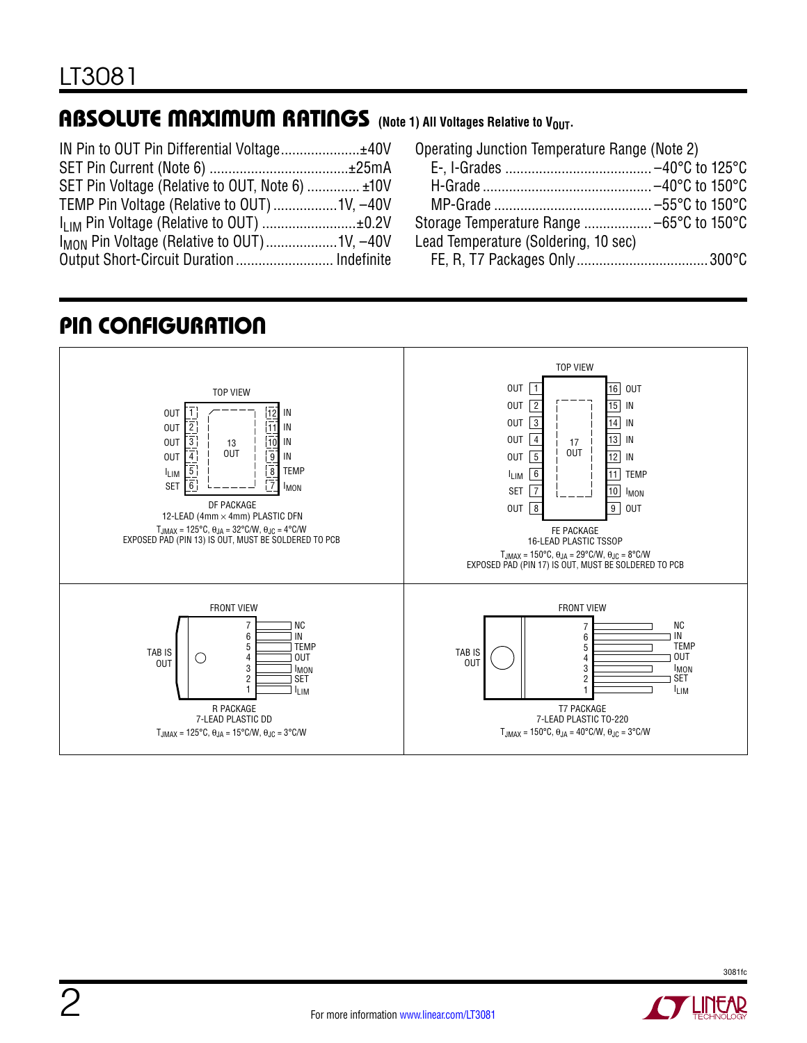## ABSOLUTE MAXIMUM RATINGS (Note 1) All Voltages Relative to $V_{OUT}$.

IN Pin to OUT Pin Differential Voltage .......................±40V
SET Pin Current (Note 6) .......................................±25mA
SET Pin Voltage (Relative to OUT, Note 6) .............. ±10V
TEMP Pin Voltage (Relative to OUT) .................1V, –40V
$I_{LIM}$ Pin Voltage (Relative to OUT) .........................±0.2V
$I_{MON}$ Pin Voltage (Relative to OUT) ...................1V, –40V
Output Short-Circuit Duration .......................... Indefinite

Operating Junction Temperature Range (Note 2)
- E-, I-Grades ....................................... –40°C to 125°C
- H-Grade ............................................ –40°C to 150°C
- MP-Grade .......................................... –55°C to 150°C

Storage Temperature Range .................. –65°C to 150°C

Lead Temperature (Soldering, 10 sec)
- FE, R, T7 Packages Only.................................. 300°C

## PIN CONFIGURATION

**DF PACKAGE** (TOP VIEW)
12-LEAD (4mm × 4mm) PLASTIC DFN

| Pin | Name | Pin | Name |
|---|---|---|---|
| 1 | OUT | 12 | IN |
| 2 | OUT | 11 | IN |
| 3 | OUT | 10 | IN |
| 4 | OUT | 9 | IN |
| 5 | $I_{LIM}$ | 8 | TEMP |
| 6 | SET | 7 | $I_{MON}$ |
| 13 | OUT (exposed pad) | | |

$T_{JMAX}$ = 125°C, $\theta_{JA}$ = 32°C/W, $\theta_{JC}$ = 4°C/W
EXPOSED PAD (PIN 13) IS OUT, MUST BE SOLDERED TO PCB

**FE PACKAGE** (TOP VIEW)
16-LEAD PLASTIC TSSOP

| Pin | Name | Pin | Name |
|---|---|---|---|
| 1 | OUT | 16 | OUT |
| 2 | OUT | 15 | IN |
| 3 | OUT | 14 | IN |
| 4 | OUT | 13 | IN |
| 5 | OUT | 12 | IN |
| 6 | $I_{LIM}$ | 11 | TEMP |
| 7 | SET | 10 | $I_{MON}$ |
| 8 | OUT | 9 | OUT |
| 17 | OUT (exposed pad) | | |

$T_{JMAX}$ = 150°C, $\theta_{JA}$ = 29°C/W, $\theta_{JC}$ = 8°C/W
EXPOSED PAD (PIN 17) IS OUT, MUST BE SOLDERED TO PCB

**R PACKAGE** (FRONT VIEW)
7-LEAD PLASTIC DD

| Pin | Name |
|---|---|
| 7 | NC |
| 6 | IN |
| 5 | TEMP |
| 4 | OUT |
| 3 | $I_{MON}$ |
| 2 | SET |
| 1 | $I_{LIM}$ |

TAB IS OUT

$T_{JMAX}$ = 125°C, $\theta_{JA}$ = 15°C/W, $\theta_{JC}$ = 3°C/W

**T7 PACKAGE** (FRONT VIEW)
7-LEAD PLASTIC TO-220

| Pin | Name |
|---|---|
| 7 | NC |
| 6 | IN |
| 5 | TEMP |
| 4 | OUT |
| 3 | $I_{MON}$ |
| 2 | SET |
| 1 | $I_{LIM}$ |

TAB IS OUT

$T_{JMAX}$ = 150°C, $\theta_{JA}$ = 40°C/W, $\theta_{JC}$ = 3°C/W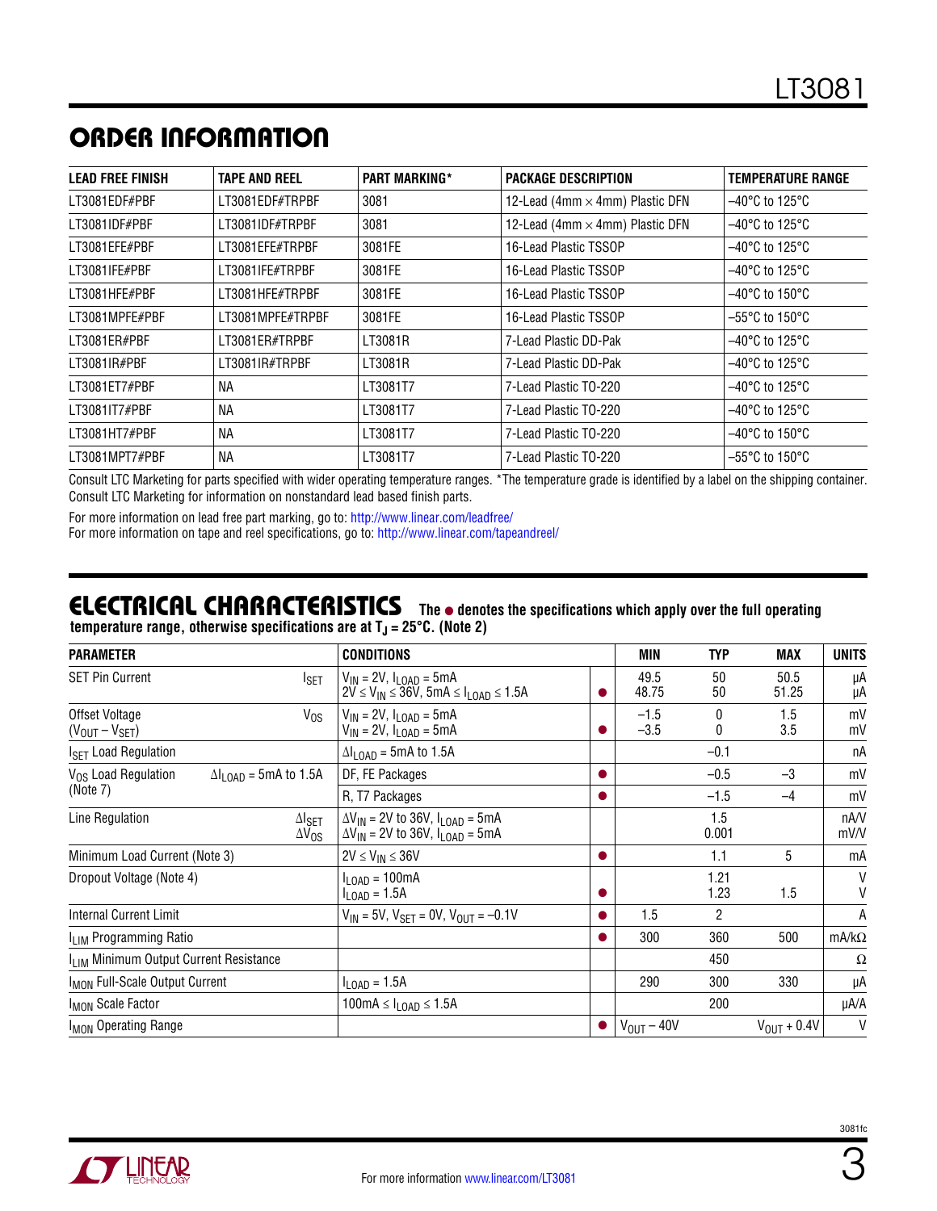## ORDER INFORMATION

| LEAD FREE FINISH | TAPE AND REEL | PART MARKING* | PACKAGE DESCRIPTION | TEMPERATURE RANGE |
|---|---|---|---|---|
| LT3081EDF#PBF | LT3081EDF#TRPBF | 3081 | 12-Lead (4mm × 4mm) Plastic DFN | –40°C to 125°C |
| LT3081IDF#PBF | LT3081IDF#TRPBF | 3081 | 12-Lead (4mm × 4mm) Plastic DFN | –40°C to 125°C |
| LT3081EFE#PBF | LT3081EFE#TRPBF | 3081FE | 16-Lead Plastic TSSOP | –40°C to 125°C |
| LT3081IFE#PBF | LT3081IFE#TRPBF | 3081FE | 16-Lead Plastic TSSOP | –40°C to 125°C |
| LT3081HFE#PBF | LT3081HFE#TRPBF | 3081FE | 16-Lead Plastic TSSOP | –40°C to 150°C |
| LT3081MPFE#PBF | LT3081MPFE#TRPBF | 3081FE | 16-Lead Plastic TSSOP | –55°C to 150°C |
| LT3081ER#PBF | LT3081ER#TRPBF | LT3081R | 7-Lead Plastic DD-Pak | –40°C to 125°C |
| LT3081IR#PBF | LT3081IR#TRPBF | LT3081R | 7-Lead Plastic DD-Pak | –40°C to 125°C |
| LT3081ET7#PBF | NA | LT3081T7 | 7-Lead Plastic TO-220 | –40°C to 125°C |
| LT3081IT7#PBF | NA | LT3081T7 | 7-Lead Plastic TO-220 | –40°C to 125°C |
| LT3081HT7#PBF | NA | LT3081T7 | 7-Lead Plastic TO-220 | –40°C to 150°C |
| LT3081MPT7#PBF | NA | LT3081T7 | 7-Lead Plastic TO-220 | –55°C to 150°C |

Consult LTC Marketing for parts specified with wider operating temperature ranges. *The temperature grade is identified by a label on the shipping container. Consult LTC Marketing for information on nonstandard lead based finish parts.

For more information on lead free part marking, go to: http://www.linear.com/leadfree/
For more information on tape and reel specifications, go to: http://www.linear.com/tapeandreel/

## ELECTRICAL CHARACTERISTICS

**The ● denotes the specifications which apply over the full operating temperature range, otherwise specifications are at $T_J = 25°C$. (Note 2)**

| PARAMETER | | CONDITIONS | | MIN | TYP | MAX | UNITS |
|---|---|---|---|---|---|---|---|
| SET Pin Current | $I_{SET}$ | $V_{IN} = 2V$, $I_{LOAD} = 5mA$<br>$2V \leq V_{IN} \leq 36V$, $5mA \leq I_{LOAD} \leq 1.5A$ | <br>● | 49.5<br>48.75 | 50<br>50 | 50.5<br>51.25 | µA<br>µA |
| Offset Voltage ($V_{OUT} – V_{SET}$) | $V_{OS}$ | $V_{IN} = 2V$, $I_{LOAD} = 5mA$<br>$V_{IN} = 2V$, $I_{LOAD} = 5mA$ | <br>● | –1.5<br>–3.5 | 0<br>0 | 1.5<br>3.5 | mV<br>mV |
| $I_{SET}$ Load Regulation | | $\Delta I_{LOAD} = 5mA$ to $1.5A$ | | | –0.1 | | nA |
| $V_{OS}$ Load Regulation (Note 7) | $\Delta I_{LOAD} = 5mA$ to $1.5A$ | DF, FE Packages | ● | | –0.5 | –3 | mV |
| | | R, T7 Packages | ● | | –1.5 | –4 | mV |
| Line Regulation | $\Delta I_{SET}$<br>$\Delta V_{OS}$ | $\Delta V_{IN} = 2V$ to $36V$, $I_{LOAD} = 5mA$<br>$\Delta V_{IN} = 2V$ to $36V$, $I_{LOAD} = 5mA$ | | | 1.5<br>0.001 | | nA/V<br>mV/V |
| Minimum Load Current (Note 3) | | $2V \leq V_{IN} \leq 36V$ | ● | | 1.1 | 5 | mA |
| Dropout Voltage (Note 4) | | $I_{LOAD} = 100mA$<br>$I_{LOAD} = 1.5A$ | <br>● | | 1.21<br>1.23 | <br>1.5 | V<br>V |
| Internal Current Limit | | $V_{IN} = 5V$, $V_{SET} = 0V$, $V_{OUT} = –0.1V$ | ● | 1.5 | 2 | | A |
| $I_{LIM}$ Programming Ratio | | | ● | 300 | 360 | 500 | mA/kΩ |
| $I_{LIM}$ Minimum Output Current Resistance | | | | | 450 | | Ω |
| $I_{MON}$ Full-Scale Output Current | | $I_{LOAD} = 1.5A$ | | 290 | 300 | 330 | µA |
| $I_{MON}$ Scale Factor | | $100mA \leq I_{LOAD} \leq 1.5A$ | | | 200 | | µA/A |
| $I_{MON}$ Operating Range | | | ● | $V_{OUT} – 40V$ | | $V_{OUT} + 0.4V$ | V |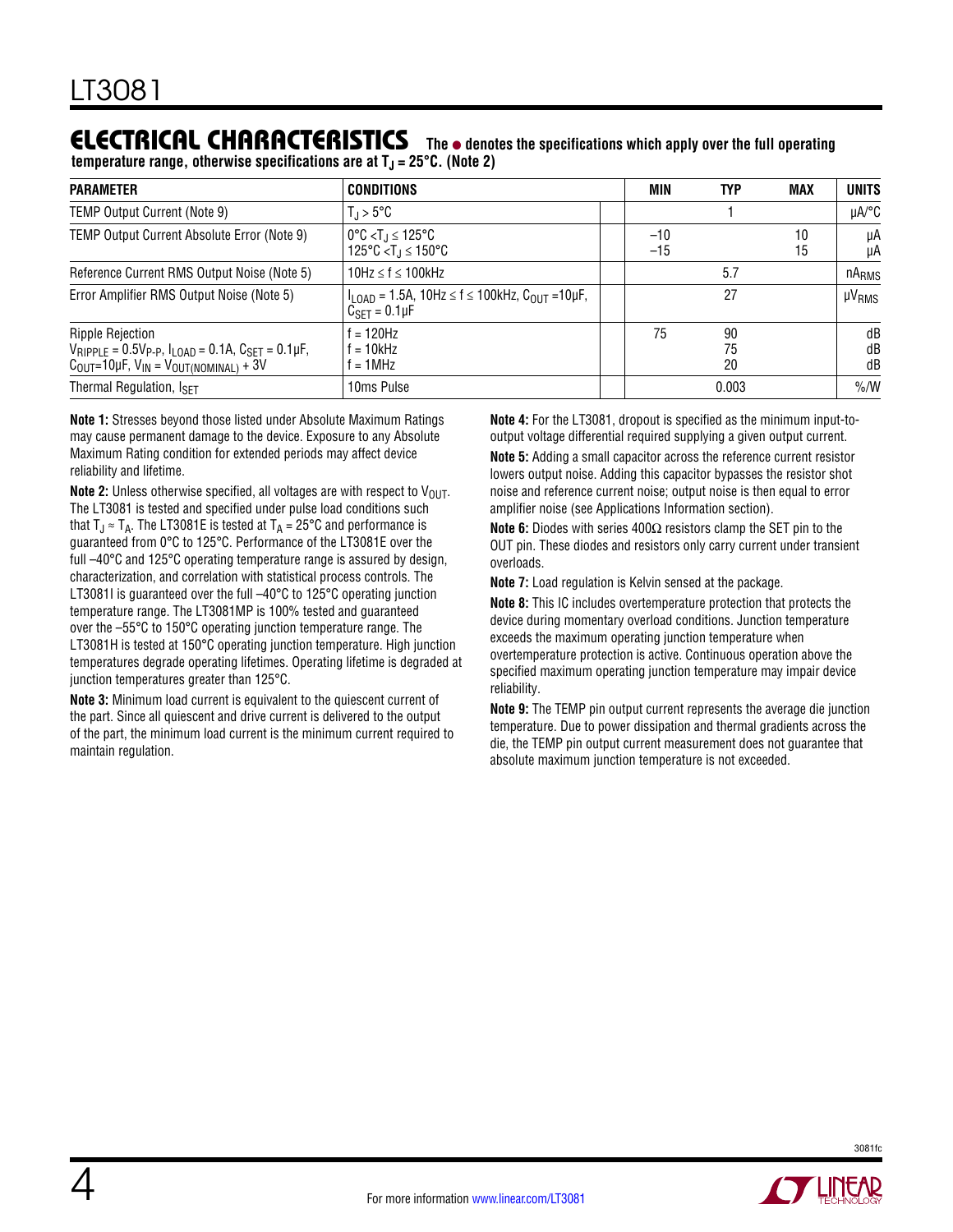## ELECTRICAL CHARACTERISTICS

**The ● denotes the specifications which apply over the full operating temperature range, otherwise specifications are at $T_J = 25°C$. (Note 2)**

| PARAMETER | CONDITIONS | | MIN | TYP | MAX | UNITS |
|---|---|---|---|---|---|---|
| TEMP Output Current (Note 9) | $T_J > 5°C$ | | | 1 | | μA/°C |
| TEMP Output Current Absolute Error (Note 9) | $0°C < T_J \leq 125°C$<br>$125°C < T_J \leq 150°C$ | | –10<br>–15 | | 10<br>15 | μA<br>μA |
| Reference Current RMS Output Noise (Note 5) | $10Hz \leq f \leq 100kHz$ | | | 5.7 | | $nA_{RMS}$ |
| Error Amplifier RMS Output Noise (Note 5) | $I_{LOAD} = 1.5A$, $10Hz \leq f \leq 100kHz$, $C_{OUT} = 10μF$, $C_{SET} = 0.1μF$ | | | 27 | | $μV_{RMS}$ |
| Ripple Rejection<br>$V_{RIPPLE} = 0.5V_{P-P}$, $I_{LOAD} = 0.1A$, $C_{SET} = 0.1μF$, $C_{OUT} = 10μF$, $V_{IN} = V_{OUT(NOMINAL)} + 3V$ | f = 120Hz<br>f = 10kHz<br>f = 1MHz | | 75 | 90<br>75<br>20 | | dB<br>dB<br>dB |
| Thermal Regulation, $I_{SET}$ | 10ms Pulse | | | 0.003 | | %/W |

**Note 1:** Stresses beyond those listed under Absolute Maximum Ratings may cause permanent damage to the device. Exposure to any Absolute Maximum Rating condition for extended periods may affect device reliability and lifetime.

**Note 2:** Unless otherwise specified, all voltages are with respect to $V_{OUT}$. The LT3081 is tested and specified under pulse load conditions such that $T_J \approx T_A$. The LT3081E is tested at $T_A = 25°C$ and performance is guaranteed from 0°C to 125°C. Performance of the LT3081E over the full –40°C and 125°C operating temperature range is assured by design, characterization, and correlation with statistical process controls. The LT3081I is guaranteed over the full –40°C to 125°C operating junction temperature range. The LT3081MP is 100% tested and guaranteed over the –55°C to 150°C operating junction temperature range. The LT3081H is tested at 150°C operating junction temperature. High junction temperatures degrade operating lifetimes. Operating lifetime is degraded at junction temperatures greater than 125°C.

**Note 3:** Minimum load current is equivalent to the quiescent current of the part. Since all quiescent and drive current is delivered to the output of the part, the minimum load current is the minimum current required to maintain regulation.

**Note 4:** For the LT3081, dropout is specified as the minimum input-to-output voltage differential required supplying a given output current.

**Note 5:** Adding a small capacitor across the reference current resistor lowers output noise. Adding this capacitor bypasses the resistor shot noise and reference current noise; output noise is then equal to error amplifier noise (see Applications Information section).

**Note 6:** Diodes with series 400Ω resistors clamp the SET pin to the OUT pin. These diodes and resistors only carry current under transient overloads.

**Note 7:** Load regulation is Kelvin sensed at the package.

**Note 8:** This IC includes overtemperature protection that protects the device during momentary overload conditions. Junction temperature exceeds the maximum operating junction temperature when overtemperature protection is active. Continuous operation above the specified maximum operating junction temperature may impair device reliability.

**Note 9:** The TEMP pin output current represents the average die junction temperature. Due to power dissipation and thermal gradients across the die, the TEMP pin output current measurement does not guarantee that absolute maximum junction temperature is not exceeded.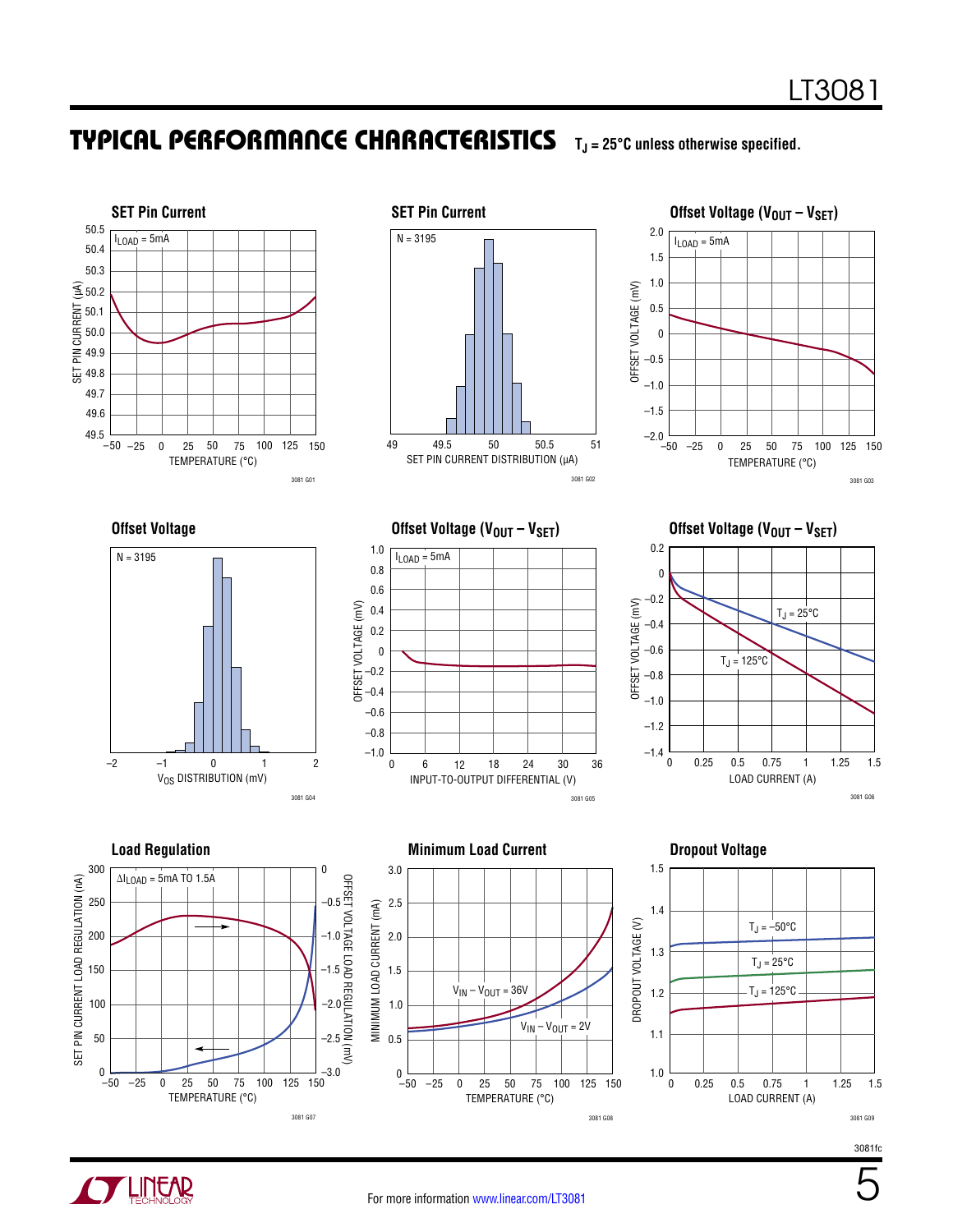## TYPICAL PERFORMANCE CHARACTERISTICS

$T_J = 25°C$ unless otherwise specified.

**SET Pin Current**

$I_{LOAD}$ = 5mA

SET PIN CURRENT (µA) vs TEMPERATURE (°C)

3081 G01

**SET Pin Current**

N = 3195

SET PIN CURRENT DISTRIBUTION (µA)

3081 G02

**Offset Voltage ($V_{OUT} - V_{SET}$)**

$I_{LOAD}$ = 5mA

OFFSET VOLTAGE (mV) vs TEMPERATURE (°C)

3081 G03

**Offset Voltage**

N = 3195

$V_{OS}$ DISTRIBUTION (mV)

3081 G04

**Offset Voltage ($V_{OUT} - V_{SET}$)**

$I_{LOAD}$ = 5mA

OFFSET VOLTAGE (mV) vs INPUT-TO-OUTPUT DIFFERENTIAL (V)

3081 G05

**Offset Voltage ($V_{OUT} - V_{SET}$)**

$T_J$ = 25°C, $T_J$ = 125°C

OFFSET VOLTAGE (mV) vs LOAD CURRENT (A)

3081 G06

**Load Regulation**

$\Delta I_{LOAD}$ = 5mA TO 1.5A

SET PIN CURRENT LOAD REGULATION (nA), OFFSET VOLTAGE LOAD REGULATION (mV) vs TEMPERATURE (°C)

3081 G07

**Minimum Load Current**

$V_{IN} - V_{OUT}$ = 36V, $V_{IN} - V_{OUT}$ = 2V

MINIMUM LOAD CURRENT (mA) vs TEMPERATURE (°C)

3081 G08

**Dropout Voltage**

$T_J$ = –50°C, $T_J$ = 25°C, $T_J$ = 125°C

DROPOUT VOLTAGE (V) vs LOAD CURRENT (A)

3081 G09

3081fc

For more information www.linear.com/LT3081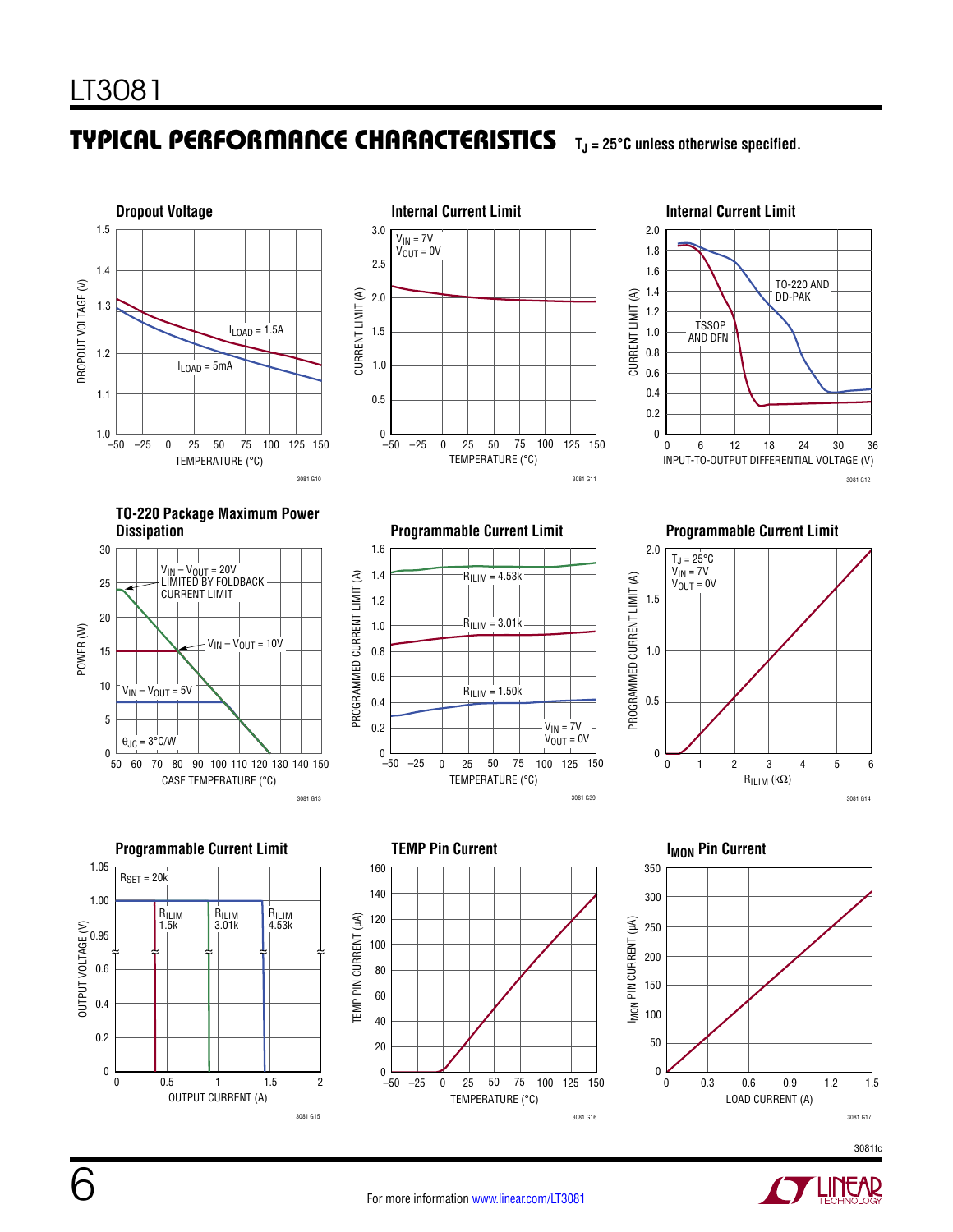## TYPICAL PERFORMANCE CHARACTERISTICS

$T_J$ = 25°C unless otherwise specified.

**Dropout Voltage**

DROPOUT VOLTAGE (V) vs TEMPERATURE (°C)

$I_{LOAD}$ = 1.5A

$I_{LOAD}$ = 5mA

3081 G10

**Internal Current Limit**

$V_{IN}$ = 7V
$V_{OUT}$ = 0V

CURRENT LIMIT (A) vs TEMPERATURE (°C)

3081 G11

**Internal Current Limit**

CURRENT LIMIT (A) vs INPUT-TO-OUTPUT DIFFERENTIAL VOLTAGE (V)

TO-220 AND DD-PAK

TSSOP AND DFN

3081 G12

**TO-220 Package Maximum Power Dissipation**

POWER (W) vs CASE TEMPERATURE (°C)

$V_{IN} – V_{OUT}$ = 20V LIMITED BY FOLDBACK CURRENT LIMIT

$V_{IN} – V_{OUT}$ = 10V

$V_{IN} – V_{OUT}$ = 5V

$\theta_{JC}$ = 3°C/W

3081 G13

**Programmable Current Limit**

PROGRAMMED CURRENT LIMIT (A) vs TEMPERATURE (°C)

$R_{ILIM}$ = 4.53k

$R_{ILIM}$ = 3.01k

$R_{ILIM}$ = 1.50k

$V_{IN}$ = 7V
$V_{OUT}$ = 0V

3081 G39

**Programmable Current Limit**

$T_J$ = 25°C
$V_{IN}$ = 7V
$V_{OUT}$ = 0V

PROGRAMMED CURRENT LIMIT (A) vs $R_{ILIM}$ (kΩ)

3081 G14

**Programmable Current Limit**

$R_{SET}$ = 20k

OUTPUT VOLTAGE (V) vs OUTPUT CURRENT (A)

$R_{ILIM}$ 1.5k

$R_{ILIM}$ 3.01k

$R_{ILIM}$ 4.53k

3081 G15

**TEMP Pin Current**

TEMP PIN CURRENT (µA) vs TEMPERATURE (°C)

3081 G16

**$I_{MON}$ Pin Current**

$I_{MON}$ PIN CURRENT (µA) vs LOAD CURRENT (A)

3081 G17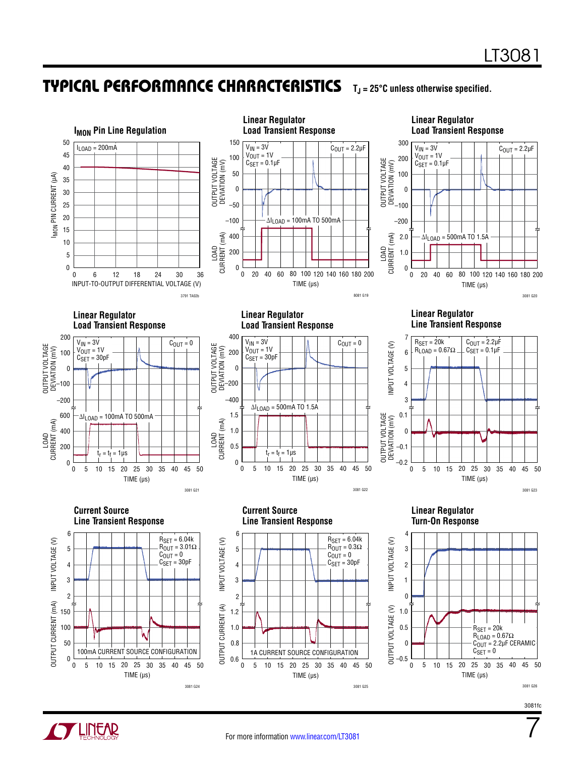## TYPICAL PERFORMANCE CHARACTERISTICS

$T_J = 25°C$ unless otherwise specified.

### $I_{MON}$ Pin Line Regulation

$I_{LOAD} = 200mA$

$I_{MON}$ PIN CURRENT (µA) vs INPUT-TO-OUTPUT DIFFERENTIAL VOLTAGE (V)

3791 TA02b

### Linear Regulator Load Transient Response

$V_{IN} = 3V$, $V_{OUT} = 1V$, $C_{SET} = 0.1µF$, $C_{OUT} = 2.2µF$

$\Delta I_{LOAD} = 100mA$ TO $500mA$

OUTPUT VOLTAGE DEVIATION (mV), LOAD CURRENT (mA) vs TIME (µs)

8081 G19

### Linear Regulator Load Transient Response

$V_{IN} = 3V$, $V_{OUT} = 1V$, $C_{SET} = 0.1µF$, $C_{OUT} = 2.2µF$

$\Delta I_{LOAD} = 500mA$ TO $1.5A$

OUTPUT VOLTAGE DEVIATION (mV), LOAD CURRENT (mA) vs TIME (µs)

3081 G20

### Linear Regulator Load Transient Response

$V_{IN} = 3V$, $V_{OUT} = 1V$, $C_{SET} = 30pF$, $C_{OUT} = 0$

$\Delta I_{LOAD} = 100mA$ TO $500mA$, $t_r = t_f = 1µs$

OUTPUT VOLTAGE DEVIATION (mV), LOAD CURRENT (mA) vs TIME (µs)

3081 G21

### Linear Regulator Load Transient Response

$V_{IN} = 3V$, $V_{OUT} = 1V$, $C_{SET} = 30pF$, $C_{OUT} = 0$

$\Delta I_{LOAD} = 500mA$ TO $1.5A$, $t_r = t_f = 1µs$

OUTPUT VOLTAGE DEVIATION (mV), LOAD CURRENT (mA) vs TIME (µs)

3081 G22

### Linear Regulator Line Transient Response

$R_{SET} = 20k$, $R_{LOAD} = 0.67Ω$, $C_{OUT} = 2.2µF$, $C_{SET} = 0.1µF$

INPUT VOLTAGE (V), OUTPUT VOLTAGE DEVIATION (mV) vs TIME (µs)

3081 G23

### Current Source Line Transient Response

$R_{SET} = 6.04k$, $R_{OUT} = 3.01Ω$, $C_{OUT} = 0$, $C_{SET} = 30pF$

100mA CURRENT SOURCE CONFIGURATION

INPUT VOLTAGE (V), OUTPUT CURRENT (mA) vs TIME (µs)

3081 G24

### Current Source Line Transient Response

$R_{SET} = 6.04k$, $R_{OUT} = 0.3Ω$, $C_{OUT} = 0$, $C_{SET} = 30pF$

1A CURRENT SOURCE CONFIGURATION

INPUT VOLTAGE (V), OUTPUT CURRENT (A) vs TIME (µs)

3081 G25

### Linear Regulator Turn-On Response

$R_{SET} = 20k$, $R_{LOAD} = 0.67Ω$, $C_{OUT} = 2.2µF$ CERAMIC, $C_{SET} = 0$

INPUT VOLTAGE (V), OUTPUT VOLTAGE (V) vs TIME (µs)

3081 G26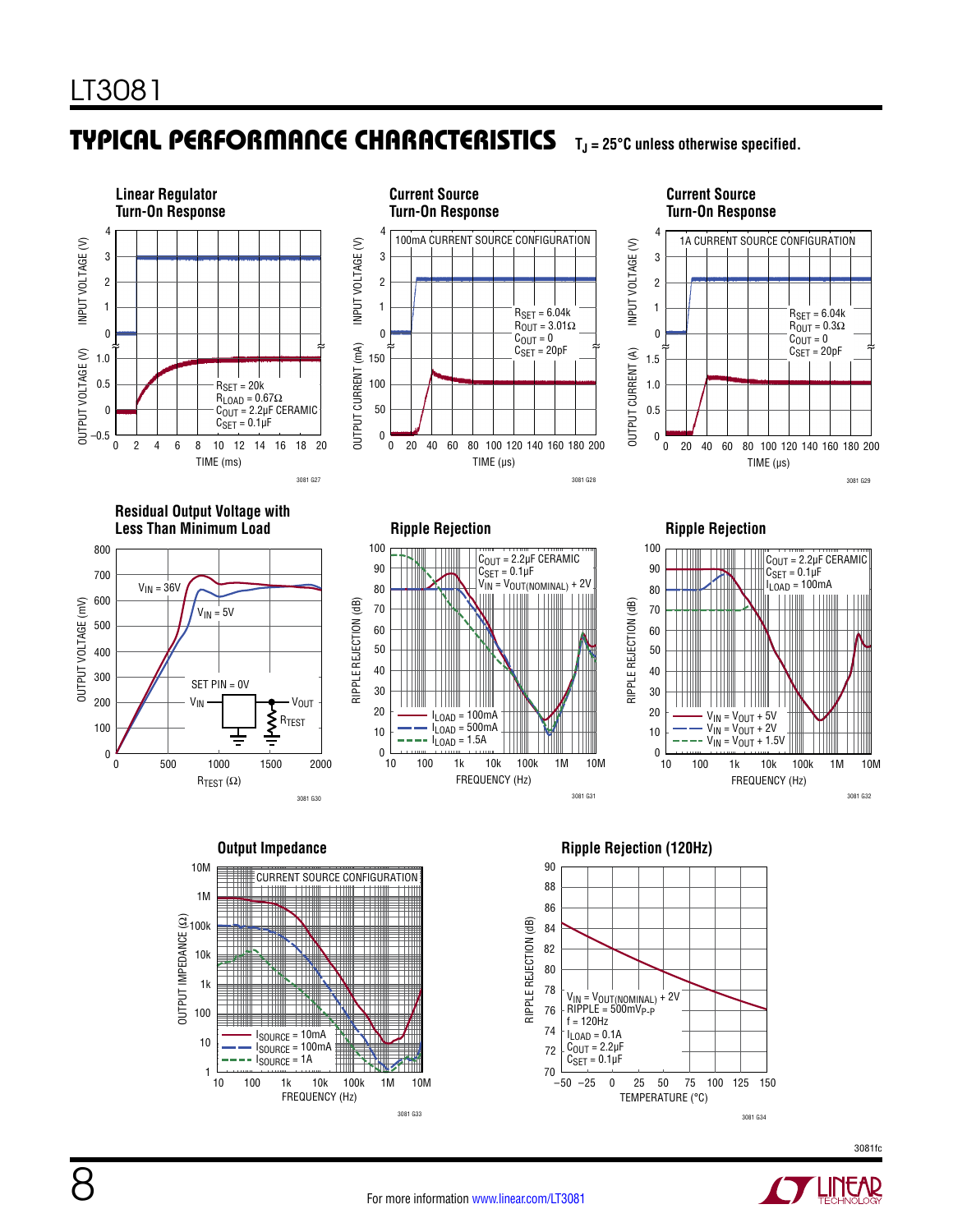## TYPICAL PERFORMANCE CHARACTERISTICS

$T_J = 25°C$ unless otherwise specified.

**Linear Regulator Turn-On Response**

INPUT VOLTAGE (V) / OUTPUT VOLTAGE (V) vs TIME (ms)

$R_{SET} = 20k$
$R_{LOAD} = 0.67\Omega$
$C_{OUT} = 2.2\mu F$ CERAMIC
$C_{SET} = 0.1\mu F$

3081 G27

**Current Source Turn-On Response**

100mA CURRENT SOURCE CONFIGURATION

INPUT VOLTAGE (V) / OUTPUT CURRENT (mA) vs TIME (µs)

$R_{SET} = 6.04k$
$R_{OUT} = 3.01\Omega$
$C_{OUT} = 0$
$C_{SET} = 20pF$

3081 G28

**Current Source Turn-On Response**

1A CURRENT SOURCE CONFIGURATION

INPUT VOLTAGE (V) / OUTPUT CURRENT (A) vs TIME (µs)

$R_{SET} = 6.04k$
$R_{OUT} = 0.3\Omega$
$C_{OUT} = 0$
$C_{SET} = 20pF$

3081 G29

**Residual Output Voltage with Less Than Minimum Load**

OUTPUT VOLTAGE (mV) vs $R_{TEST}$ (Ω)

$V_{IN} = 36V$, $V_{IN} = 5V$

SET PIN = 0V

3081 G30

**Ripple Rejection**

RIPPLE REJECTION (dB) vs FREQUENCY (Hz)

$C_{OUT} = 2.2\mu F$ CERAMIC
$C_{SET} = 0.1\mu F$
$V_{IN} = V_{OUT(NOMINAL)} + 2V$

$I_{LOAD} = 100mA$
$I_{LOAD} = 500mA$
$I_{LOAD} = 1.5A$

3081 G31

**Ripple Rejection**

RIPPLE REJECTION (dB) vs FREQUENCY (Hz)

$C_{OUT} = 2.2\mu F$ CERAMIC
$C_{SET} = 0.1\mu F$
$I_{LOAD} = 100mA$

$V_{IN} = V_{OUT} + 5V$
$V_{IN} = V_{OUT} + 2V$
$V_{IN} = V_{OUT} + 1.5V$

3081 G32

**Output Impedance**

CURRENT SOURCE CONFIGURATION

OUTPUT IMPEDANCE (Ω) vs FREQUENCY (Hz)

$I_{SOURCE} = 10mA$
$I_{SOURCE} = 100mA$
$I_{SOURCE} = 1A$

3081 G33

**Ripple Rejection (120Hz)**

RIPPLE REJECTION (dB) vs TEMPERATURE (°C)

$V_{IN} = V_{OUT(NOMINAL)} + 2V$
RIPPLE = $500mV_{P-P}$
f = 120Hz
$I_{LOAD} = 0.1A$
$C_{OUT} = 2.2\mu F$
$C_{SET} = 0.1\mu F$

3081 G34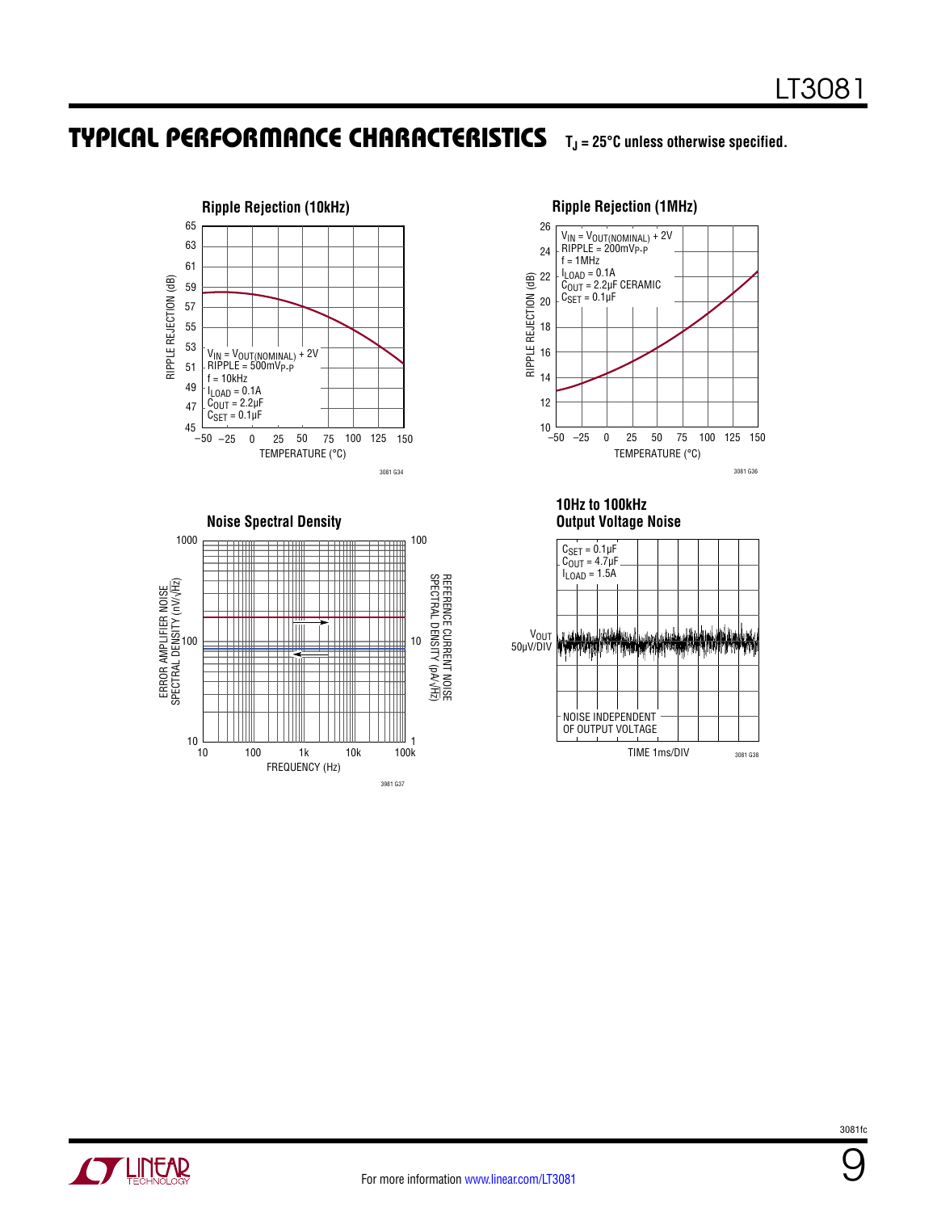## TYPICAL PERFORMANCE CHARACTERISTICS $T_J$ = 25°C unless otherwise specified.

**Ripple Rejection (10kHz)**

RIPPLE REJECTION (dB)

TEMPERATURE (°C)

$V_{IN} = V_{OUT(NOMINAL)} + 2V$
RIPPLE = 500mV$_{P-P}$
f = 10kHz
$I_{LOAD}$ = 0.1A
$C_{OUT}$ = 2.2µF
$C_{SET}$ = 0.1µF

3081 G34

**Ripple Rejection (1MHz)**

RIPPLE REJECTION (dB)

TEMPERATURE (°C)

$V_{IN} = V_{OUT(NOMINAL)} + 2V$
RIPPLE = 200mV$_{P-P}$
f = 1MHz
$I_{LOAD}$ = 0.1A
$C_{OUT}$ = 2.2µF CERAMIC
$C_{SET}$ = 0.1µF

3081 G36

**Noise Spectral Density**

ERROR AMPLIFIER NOISE SPECTRAL DENSITY (nV/√Hz)

REFERENCE CURRENT NOISE SPECTRAL DENSITY (pA/√Hz)

FREQUENCY (Hz)

3981 G37

**10Hz to 100kHz Output Voltage Noise**

$C_{SET}$ = 0.1µF
$C_{OUT}$ = 4.7µF
$I_{LOAD}$ = 1.5A

$V_{OUT}$ 50µV/DIV

NOISE INDEPENDENT OF OUTPUT VOLTAGE

TIME 1ms/DIV

3081 G38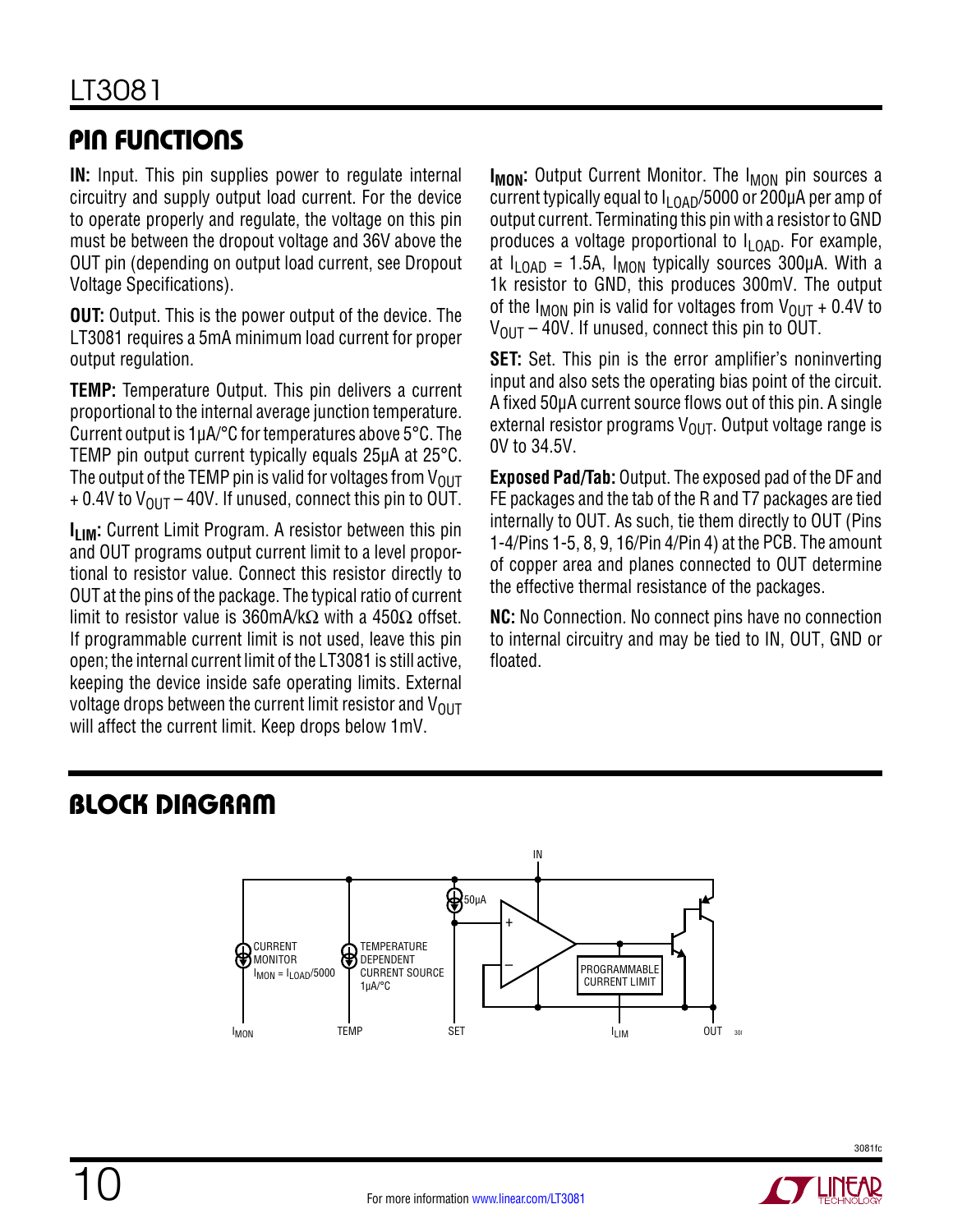## PIN FUNCTIONS

**IN:** Input. This pin supplies power to regulate internal circuitry and supply output load current. For the device to operate properly and regulate, the voltage on this pin must be between the dropout voltage and 36V above the OUT pin (depending on output load current, see Dropout Voltage Specifications).

**OUT:** Output. This is the power output of the device. The LT3081 requires a 5mA minimum load current for proper output regulation.

**TEMP:** Temperature Output. This pin delivers a current proportional to the internal average junction temperature. Current output is 1µA/°C for temperatures above 5°C. The TEMP pin output current typically equals 25µA at 25°C. The output of the TEMP pin is valid for voltages from $V_{OUT}$ + 0.4V to $V_{OUT}$ – 40V. If unused, connect this pin to OUT.

**$I_{LIM}$:** Current Limit Program. A resistor between this pin and OUT programs output current limit to a level proportional to resistor value. Connect this resistor directly to OUT at the pins of the package. The typical ratio of current limit to resistor value is 360mA/kΩ with a 450Ω offset. If programmable current limit is not used, leave this pin open; the internal current limit of the LT3081 is still active, keeping the device inside safe operating limits. External voltage drops between the current limit resistor and $V_{OUT}$ will affect the current limit. Keep drops below 1mV.

**$I_{MON}$:** Output Current Monitor. The $I_{MON}$ pin sources a current typically equal to $I_{LOAD}$/5000 or 200µA per amp of output current. Terminating this pin with a resistor to GND produces a voltage proportional to $I_{LOAD}$. For example, at $I_{LOAD}$ = 1.5A, $I_{MON}$ typically sources 300µA. With a 1k resistor to GND, this produces 300mV. The output of the $I_{MON}$ pin is valid for voltages from $V_{OUT}$ + 0.4V to $V_{OUT}$ – 40V. If unused, connect this pin to OUT.

**SET:** Set. This pin is the error amplifier's noninverting input and also sets the operating bias point of the circuit. A fixed 50µA current source flows out of this pin. A single external resistor programs $V_{OUT}$. Output voltage range is 0V to 34.5V.

**Exposed Pad/Tab:** Output. The exposed pad of the DF and FE packages and the tab of the R and T7 packages are tied internally to OUT. As such, tie them directly to OUT (Pins 1-4/Pins 1-5, 8, 9, 16/Pin 4/Pin 4) at the PCB. The amount of copper area and planes connected to OUT determine the effective thermal resistance of the packages.

**NC:** No Connection. No connect pins have no connection to internal circuitry and may be tied to IN, OUT, GND or floated.

## BLOCK DIAGRAM

IN

50µA

CURRENT MONITOR $I_{MON} = I_{LOAD}/5000$

TEMPERATURE DEPENDENT CURRENT SOURCE 1µA/°C

PROGRAMMABLE CURRENT LIMIT

$I_{MON}$ TEMP SET $I_{LIM}$ OUT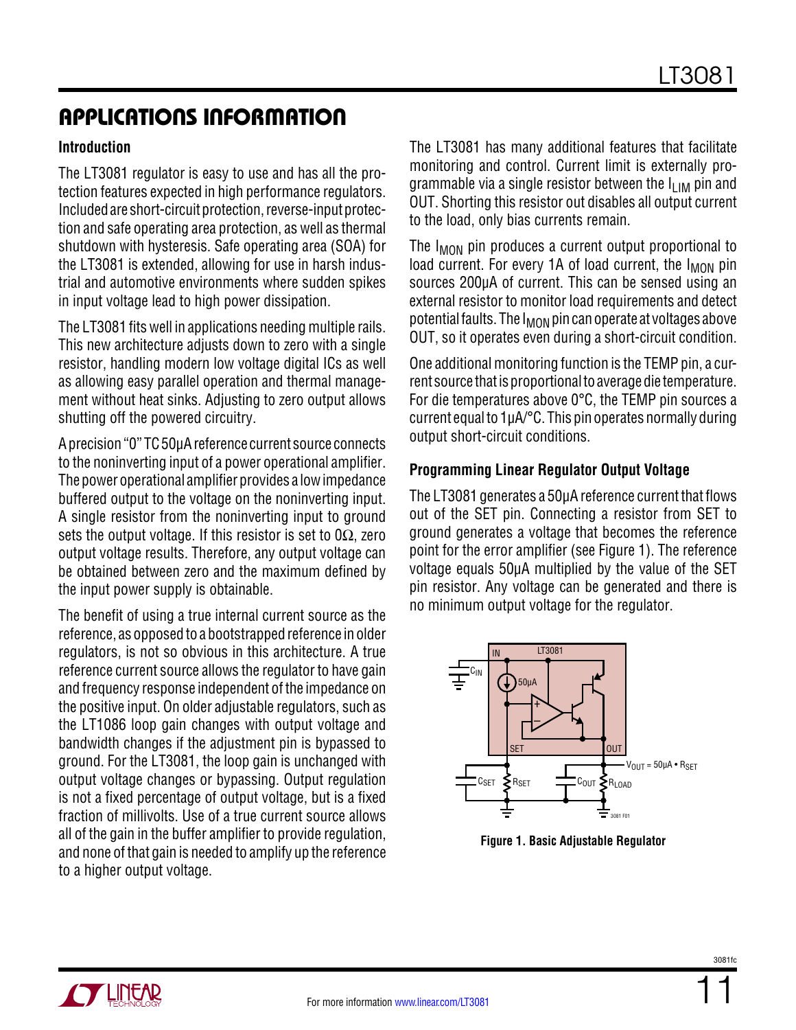## APPLICATIONS INFORMATION

### Introduction

The LT3081 regulator is easy to use and has all the protection features expected in high performance regulators. Included are short-circuit protection, reverse-input protection and safe operating area protection, as well as thermal shutdown with hysteresis. Safe operating area (SOA) for the LT3081 is extended, allowing for use in harsh industrial and automotive environments where sudden spikes in input voltage lead to high power dissipation.

The LT3081 fits well in applications needing multiple rails. This new architecture adjusts down to zero with a single resistor, handling modern low voltage digital ICs as well as allowing easy parallel operation and thermal management without heat sinks. Adjusting to zero output allows shutting off the powered circuitry.

A precision "0" TC 50µA reference current source connects to the noninverting input of a power operational amplifier. The power operational amplifier provides a low impedance buffered output to the voltage on the noninverting input. A single resistor from the noninverting input to ground sets the output voltage. If this resistor is set to 0Ω, zero output voltage results. Therefore, any output voltage can be obtained between zero and the maximum defined by the input power supply is obtainable.

The benefit of using a true internal current source as the reference, as opposed to a bootstrapped reference in older regulators, is not so obvious in this architecture. A true reference current source allows the regulator to have gain and frequency response independent of the impedance on the positive input. On older adjustable regulators, such as the LT1086 loop gain changes with output voltage and bandwidth changes if the adjustment pin is bypassed to ground. For the LT3081, the loop gain is unchanged with output voltage changes or bypassing. Output regulation is not a fixed percentage of output voltage, but is a fixed fraction of millivolts. Use of a true current source allows all of the gain in the buffer amplifier to provide regulation, and none of that gain is needed to amplify up the reference to a higher output voltage.

The LT3081 has many additional features that facilitate monitoring and control. Current limit is externally programmable via a single resistor between the $I_{LIM}$ pin and OUT. Shorting this resistor out disables all output current to the load, only bias currents remain.

The $I_{MON}$ pin produces a current output proportional to load current. For every 1A of load current, the $I_{MON}$ pin sources 200µA of current. This can be sensed using an external resistor to monitor load requirements and detect potential faults. The $I_{MON}$ pin can operate at voltages above OUT, so it operates even during a short-circuit condition.

One additional monitoring function is the TEMP pin, a current source that is proportional to average die temperature. For die temperatures above 0°C, the TEMP pin sources a current equal to 1µA/°C. This pin operates normally during output short-circuit conditions.

### Programming Linear Regulator Output Voltage

The LT3081 generates a 50µA reference current that flows out of the SET pin. Connecting a resistor from SET to ground generates a voltage that becomes the reference point for the error amplifier (see Figure 1). The reference voltage equals 50µA multiplied by the value of the SET pin resistor. Any voltage can be generated and there is no minimum output voltage for the regulator.

IN, LT3081, $C_{IN}$, 50µA, SET, OUT, $V_{OUT} = 50µA \cdot R_{SET}$, $C_{SET}$, $R_{SET}$, $C_{OUT}$, $R_{LOAD}$

**Figure 1. Basic Adjustable Regulator**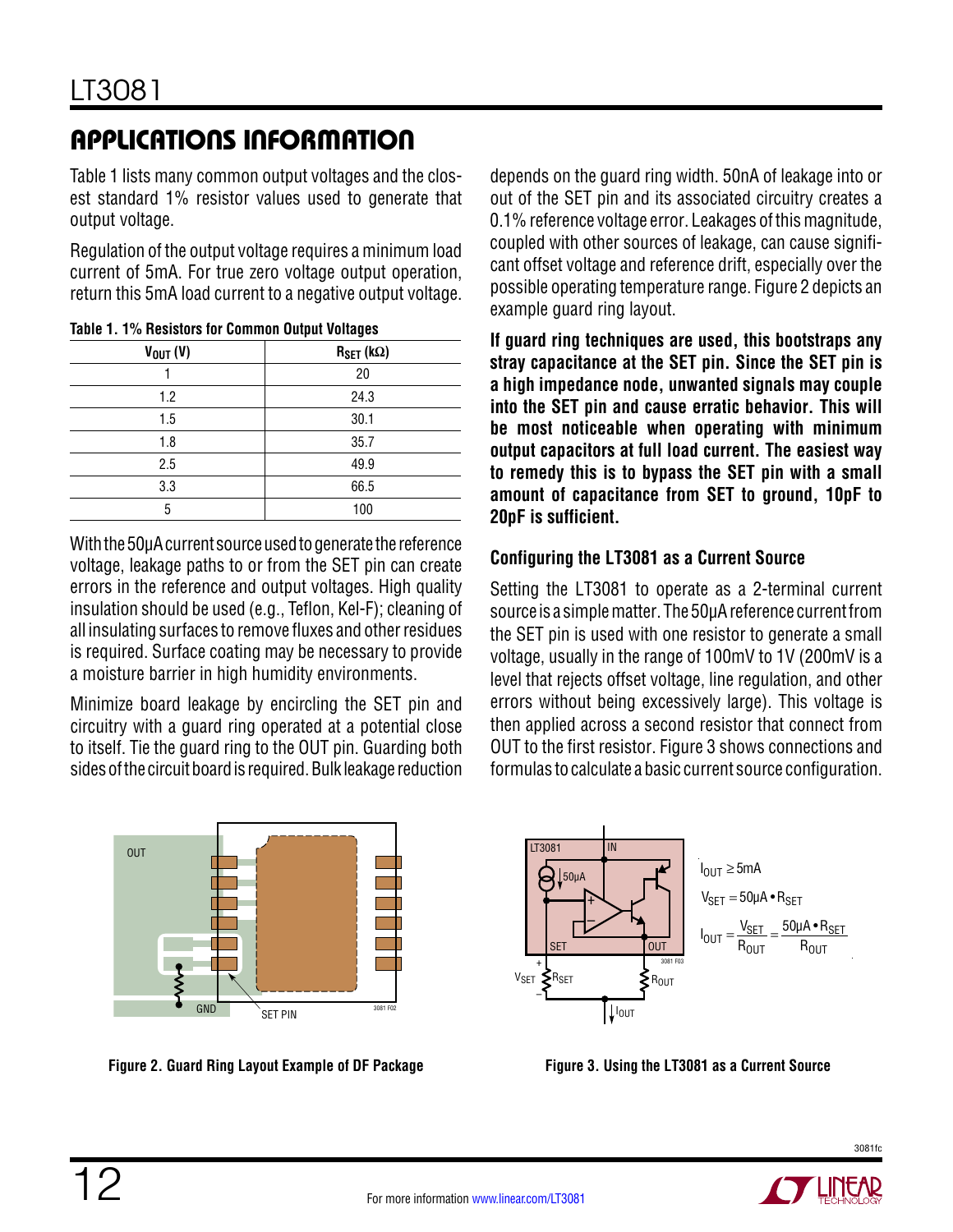## APPLICATIONS INFORMATION

Table 1 lists many common output voltages and the closest standard 1% resistor values used to generate that output voltage.

Regulation of the output voltage requires a minimum load current of 5mA. For true zero voltage output operation, return this 5mA load current to a negative output voltage.

**Table 1. 1% Resistors for Common Output Voltages**

| $V_{OUT}$ (V) | $R_{SET}$ (kΩ) |
|---|---|
| 1 | 20 |
| 1.2 | 24.3 |
| 1.5 | 30.1 |
| 1.8 | 35.7 |
| 2.5 | 49.9 |
| 3.3 | 66.5 |
| 5 | 100 |

With the 50μA current source used to generate the reference voltage, leakage paths to or from the SET pin can create errors in the reference and output voltages. High quality insulation should be used (e.g., Teflon, Kel-F); cleaning of all insulating surfaces to remove fluxes and other residues is required. Surface coating may be necessary to provide a moisture barrier in high humidity environments.

Minimize board leakage by encircling the SET pin and circuitry with a guard ring operated at a potential close to itself. Tie the guard ring to the OUT pin. Guarding both sides of the circuit board is required. Bulk leakage reduction depends on the guard ring width. 50nA of leakage into or out of the SET pin and its associated circuitry creates a 0.1% reference voltage error. Leakages of this magnitude, coupled with other sources of leakage, can cause significant offset voltage and reference drift, especially over the possible operating temperature range. Figure 2 depicts an example guard ring layout.

**If guard ring techniques are used, this bootstraps any stray capacitance at the SET pin. Since the SET pin is a high impedance node, unwanted signals may couple into the SET pin and cause erratic behavior. This will be most noticeable when operating with minimum output capacitors at full load current. The easiest way to remedy this is to bypass the SET pin with a small amount of capacitance from SET to ground, 10pF to 20pF is sufficient.**

### Configuring the LT3081 as a Current Source

Setting the LT3081 to operate as a 2-terminal current source is a simple matter. The 50μA reference current from the SET pin is used with one resistor to generate a small voltage, usually in the range of 100mV to 1V (200mV is a level that rejects offset voltage, line regulation, and other errors without being excessively large). This voltage is then applied across a second resistor that connect from OUT to the first resistor. Figure 3 shows connections and formulas to calculate a basic current source configuration.

**Figure 2. Guard Ring Layout Example of DF Package**

$$I_{OUT} \geq 5mA$$

$$V_{SET} = 50\mu A \bullet R_{SET}$$

$$I_{OUT} = \frac{V_{SET}}{R_{OUT}} = \frac{50\mu A \bullet R_{SET}}{R_{OUT}}$$

**Figure 3. Using the LT3081 as a Current Source**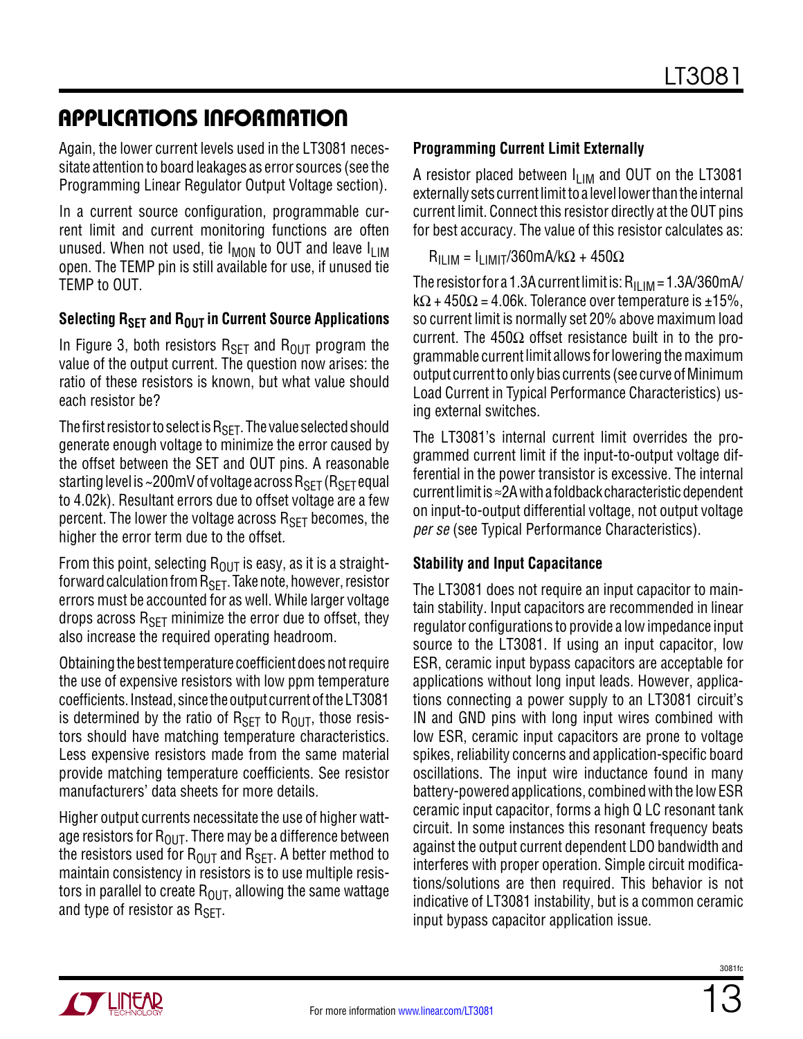## APPLICATIONS INFORMATION

Again, the lower current levels used in the LT3081 necessitate attention to board leakages as error sources (see the Programming Linear Regulator Output Voltage section).

In a current source configuration, programmable current limit and current monitoring functions are often unused. When not used, tie $I_{MON}$ to OUT and leave $I_{LIM}$ open. The TEMP pin is still available for use, if unused tie TEMP to OUT.

### Selecting $R_{SET}$ and $R_{OUT}$ in Current Source Applications

In Figure 3, both resistors $R_{SET}$ and $R_{OUT}$ program the value of the output current. The question now arises: the ratio of these resistors is known, but what value should each resistor be?

The first resistor to select is $R_{SET}$. The value selected should generate enough voltage to minimize the error caused by the offset between the SET and OUT pins. A reasonable starting level is ~200mV of voltage across $R_{SET}$ ($R_{SET}$ equal to 4.02k). Resultant errors due to offset voltage are a few percent. The lower the voltage across $R_{SET}$ becomes, the higher the error term due to the offset.

From this point, selecting $R_{OUT}$ is easy, as it is a straightforward calculation from $R_{SET}$. Take note, however, resistor errors must be accounted for as well. While larger voltage drops across $R_{SET}$ minimize the error due to offset, they also increase the required operating headroom.

Obtaining the best temperature coefficient does not require the use of expensive resistors with low ppm temperature coefficients. Instead, since the output current of the LT3081 is determined by the ratio of $R_{SET}$ to $R_{OUT}$, those resistors should have matching temperature characteristics. Less expensive resistors made from the same material provide matching temperature coefficients. See resistor manufacturers' data sheets for more details.

Higher output currents necessitate the use of higher wattage resistors for $R_{OUT}$. There may be a difference between the resistors used for $R_{OUT}$ and $R_{SET}$. A better method to maintain consistency in resistors is to use multiple resistors in parallel to create $R_{OUT}$, allowing the same wattage and type of resistor as $R_{SET}$.

### Programming Current Limit Externally

A resistor placed between $I_{LIM}$ and OUT on the LT3081 externally sets current limit to a level lower than the internal current limit. Connect this resistor directly at the OUT pins for best accuracy. The value of this resistor calculates as:

$$R_{ILIM} = I_{LIMIT}/360\text{mA/k}\Omega + 450\Omega$$

The resistor for a 1.3A current limit is: $R_{ILIM} = 1.3\text{A}/360\text{mA/k}\Omega + 450\Omega = 4.06\text{k}$. Tolerance over temperature is ±15%, so current limit is normally set 20% above maximum load current. The 450Ω offset resistance built in to the programmable current limit allows for lowering the maximum output current to only bias currents (see curve of Minimum Load Current in Typical Performance Characteristics) using external switches.

The LT3081's internal current limit overrides the programmed current limit if the input-to-output voltage differential in the power transistor is excessive. The internal current limit is ≈2A with a foldback characteristic dependent on input-to-output differential voltage, not output voltage *per se* (see Typical Performance Characteristics).

### Stability and Input Capacitance

The LT3081 does not require an input capacitor to maintain stability. Input capacitors are recommended in linear regulator configurations to provide a low impedance input source to the LT3081. If using an input capacitor, low ESR, ceramic input bypass capacitors are acceptable for applications without long input leads. However, applications connecting a power supply to an LT3081 circuit's IN and GND pins with long input wires combined with low ESR, ceramic input capacitors are prone to voltage spikes, reliability concerns and application-specific board oscillations. The input wire inductance found in many battery-powered applications, combined with the low ESR ceramic input capacitor, forms a high Q LC resonant tank circuit. In some instances this resonant frequency beats against the output current dependent LDO bandwidth and interferes with proper operation. Simple circuit modifications/solutions are then required. This behavior is not indicative of LT3081 instability, but is a common ceramic input bypass capacitor application issue.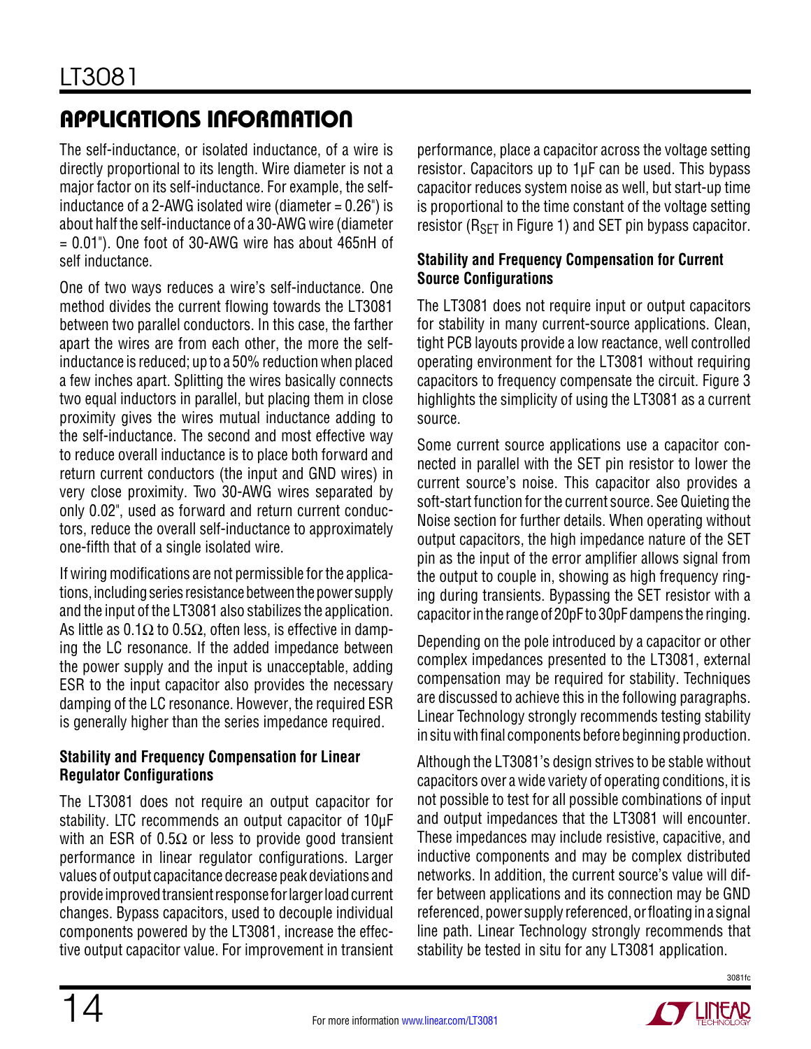## APPLICATIONS INFORMATION

The self-inductance, or isolated inductance, of a wire is directly proportional to its length. Wire diameter is not a major factor on its self-inductance. For example, the self-inductance of a 2-AWG isolated wire (diameter = 0.26") is about half the self-inductance of a 30-AWG wire (diameter = 0.01"). One foot of 30-AWG wire has about 465nH of self inductance.

One of two ways reduces a wire's self-inductance. One method divides the current flowing towards the LT3081 between two parallel conductors. In this case, the farther apart the wires are from each other, the more the self-inductance is reduced; up to a 50% reduction when placed a few inches apart. Splitting the wires basically connects two equal inductors in parallel, but placing them in close proximity gives the wires mutual inductance adding to the self-inductance. The second and most effective way to reduce overall inductance is to place both forward and return current conductors (the input and GND wires) in very close proximity. Two 30-AWG wires separated by only 0.02", used as forward and return current conductors, reduce the overall self-inductance to approximately one-fifth that of a single isolated wire.

If wiring modifications are not permissible for the applications, including series resistance between the power supply and the input of the LT3081 also stabilizes the application. As little as 0.1Ω to 0.5Ω, often less, is effective in damping the LC resonance. If the added impedance between the power supply and the input is unacceptable, adding ESR to the input capacitor also provides the necessary damping of the LC resonance. However, the required ESR is generally higher than the series impedance required.

### Stability and Frequency Compensation for Linear Regulator Configurations

The LT3081 does not require an output capacitor for stability. LTC recommends an output capacitor of 10µF with an ESR of 0.5Ω or less to provide good transient performance in linear regulator configurations. Larger values of output capacitance decrease peak deviations and provide improved transient response for larger load current changes. Bypass capacitors, used to decouple individual components powered by the LT3081, increase the effective output capacitor value. For improvement in transient performance, place a capacitor across the voltage setting resistor. Capacitors up to 1µF can be used. This bypass capacitor reduces system noise as well, but start-up time is proportional to the time constant of the voltage setting resistor ($R_{SET}$ in Figure 1) and SET pin bypass capacitor.

### Stability and Frequency Compensation for Current Source Configurations

The LT3081 does not require input or output capacitors for stability in many current-source applications. Clean, tight PCB layouts provide a low reactance, well controlled operating environment for the LT3081 without requiring capacitors to frequency compensate the circuit. Figure 3 highlights the simplicity of using the LT3081 as a current source.

Some current source applications use a capacitor connected in parallel with the SET pin resistor to lower the current source's noise. This capacitor also provides a soft-start function for the current source. See Quieting the Noise section for further details. When operating without output capacitors, the high impedance nature of the SET pin as the input of the error amplifier allows signal from the output to couple in, showing as high frequency ringing during transients. Bypassing the SET resistor with a capacitor in the range of 20pF to 30pF dampens the ringing.

Depending on the pole introduced by a capacitor or other complex impedances presented to the LT3081, external compensation may be required for stability. Techniques are discussed to achieve this in the following paragraphs. Linear Technology strongly recommends testing stability in situ with final components before beginning production.

Although the LT3081's design strives to be stable without capacitors over a wide variety of operating conditions, it is not possible to test for all possible combinations of input and output impedances that the LT3081 will encounter. These impedances may include resistive, capacitive, and inductive components and may be complex distributed networks. In addition, the current source's value will differ between applications and its connection may be GND referenced, power supply referenced, or floating in a signal line path. Linear Technology strongly recommends that stability be tested in situ for any LT3081 application.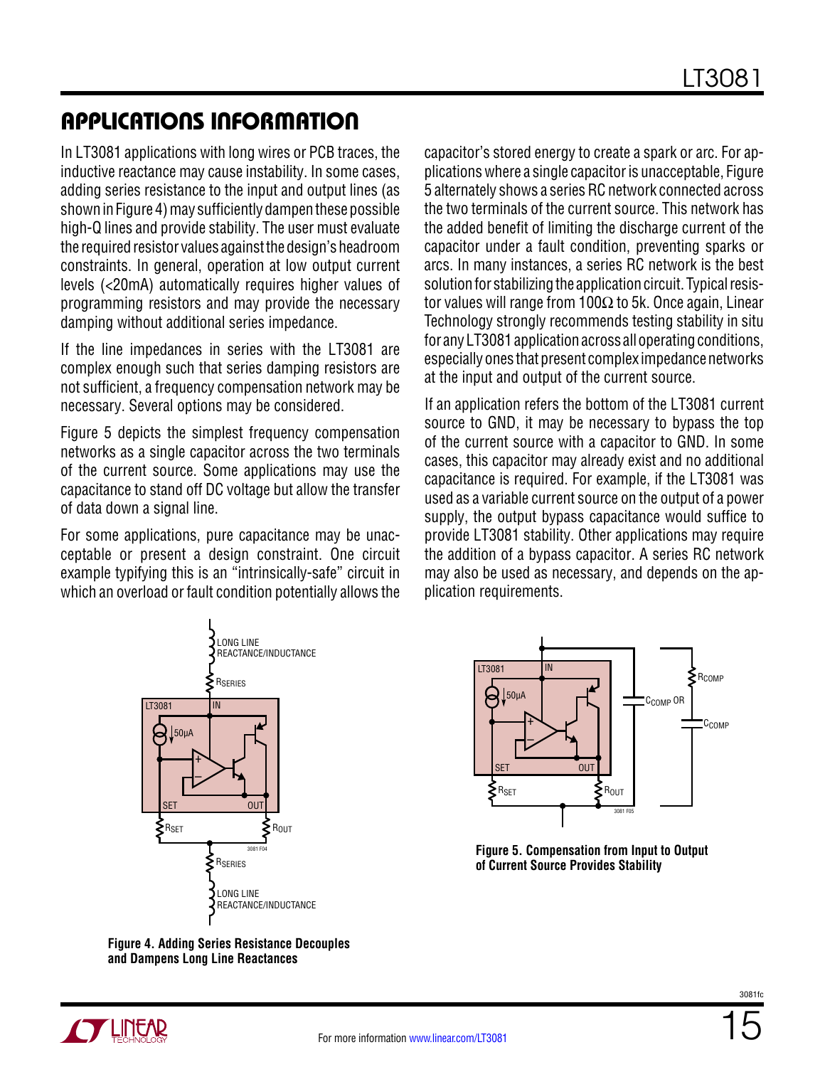## APPLICATIONS INFORMATION

In LT3081 applications with long wires or PCB traces, the inductive reactance may cause instability. In some cases, adding series resistance to the input and output lines (as shown in Figure 4) may sufficiently dampen these possible high-Q lines and provide stability. The user must evaluate the required resistor values against the design's headroom constraints. In general, operation at low output current levels (<20mA) automatically requires higher values of programming resistors and may provide the necessary damping without additional series impedance.

If the line impedances in series with the LT3081 are complex enough such that series damping resistors are not sufficient, a frequency compensation network may be necessary. Several options may be considered.

Figure 5 depicts the simplest frequency compensation networks as a single capacitor across the two terminals of the current source. Some applications may use the capacitance to stand off DC voltage but allow the transfer of data down a signal line.

For some applications, pure capacitance may be unacceptable or present a design constraint. One circuit example typifying this is an "intrinsically-safe" circuit in which an overload or fault condition potentially allows the capacitor's stored energy to create a spark or arc. For applications where a single capacitor is unacceptable, Figure 5 alternately shows a series RC network connected across the two terminals of the current source. This network has the added benefit of limiting the discharge current of the capacitor under a fault condition, preventing sparks or arcs. In many instances, a series RC network is the best solution for stabilizing the application circuit. Typical resistor values will range from 100Ω to 5k. Once again, Linear Technology strongly recommends testing stability in situ for any LT3081 application across all operating conditions, especially ones that present complex impedance networks at the input and output of the current source.

If an application refers the bottom of the LT3081 current source to GND, it may be necessary to bypass the top of the current source with a capacitor to GND. In some cases, this capacitor may already exist and no additional capacitance is required. For example, if the LT3081 was used as a variable current source on the output of a power supply, the output bypass capacitance would suffice to provide LT3081 stability. Other applications may require the addition of a bypass capacitor. A series RC network may also be used as necessary, and depends on the application requirements.

**Figure 4. Adding Series Resistance Decouples and Dampens Long Line Reactances**

**Figure 5. Compensation from Input to Output of Current Source Provides Stability**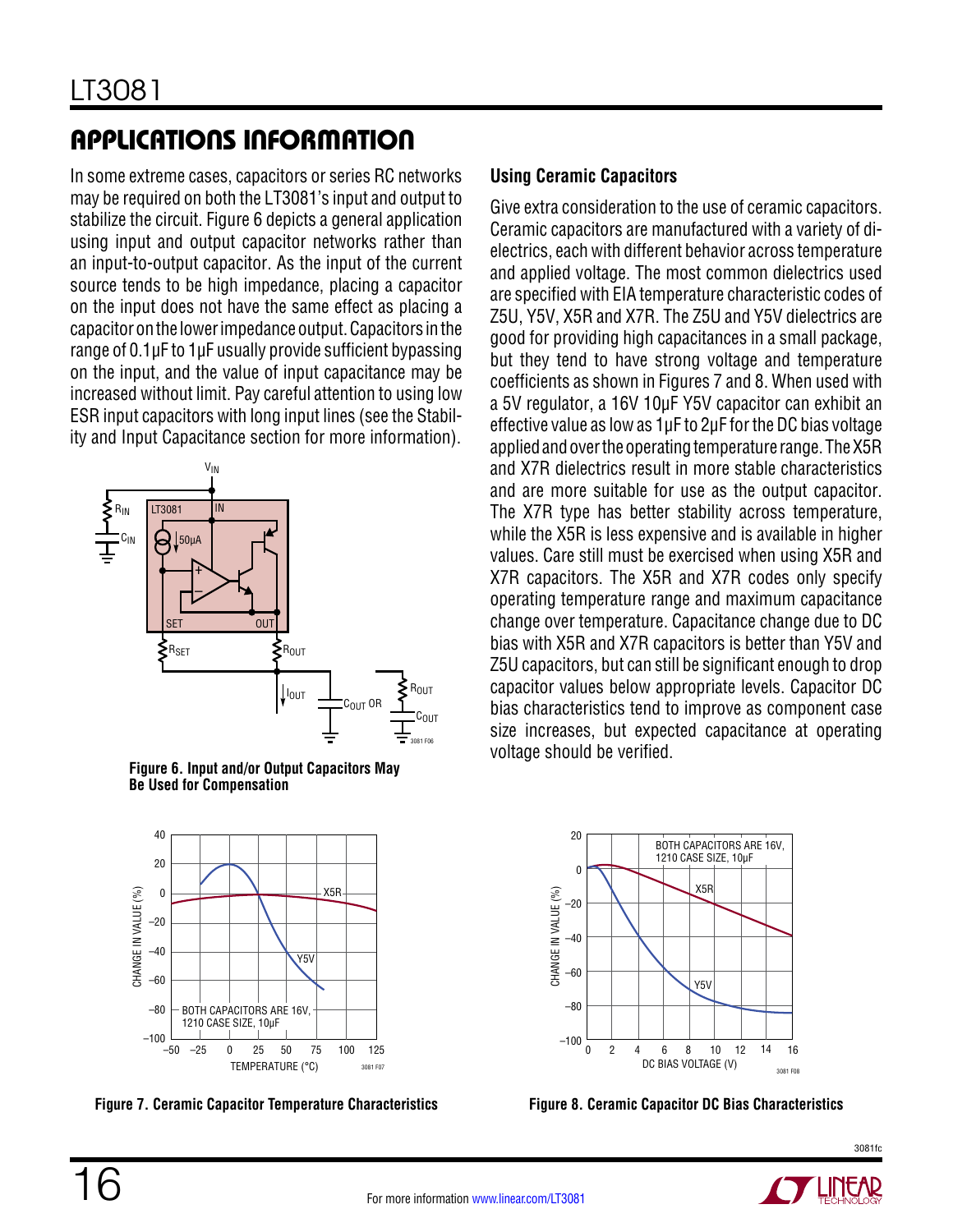## APPLICATIONS INFORMATION

In some extreme cases, capacitors or series RC networks may be required on both the LT3081's input and output to stabilize the circuit. Figure 6 depicts a general application using input and output capacitor networks rather than an input-to-output capacitor. As the input of the current source tends to be high impedance, placing a capacitor on the input does not have the same effect as placing a capacitor on the lower impedance output. Capacitors in the range of 0.1µF to 1µF usually provide sufficient bypassing on the input, and the value of input capacitance may be increased without limit. Pay careful attention to using low ESR input capacitors with long input lines (see the Stability and Input Capacitance section for more information).

Figure 6. Input and/or Output Capacitors May Be Used for Compensation

### Using Ceramic Capacitors

Give extra consideration to the use of ceramic capacitors. Ceramic capacitors are manufactured with a variety of dielectrics, each with different behavior across temperature and applied voltage. The most common dielectrics used are specified with EIA temperature characteristic codes of Z5U, Y5V, X5R and X7R. The Z5U and Y5V dielectrics are good for providing high capacitances in a small package, but they tend to have strong voltage and temperature coefficients as shown in Figures 7 and 8. When used with a 5V regulator, a 16V 10µF Y5V capacitor can exhibit an effective value as low as 1µF to 2µF for the DC bias voltage applied and over the operating temperature range. The X5R and X7R dielectrics result in more stable characteristics and are more suitable for use as the output capacitor. The X7R type has better stability across temperature, while the X5R is less expensive and is available in higher values. Care still must be exercised when using X5R and X7R capacitors. The X5R and X7R codes only specify operating temperature range and maximum capacitance change over temperature. Capacitance change due to DC bias with X5R and X7R capacitors is better than Y5V and Z5U capacitors, but can still be significant enough to drop capacitor values below appropriate levels. Capacitor DC bias characteristics tend to improve as component case size increases, but expected capacitance at operating voltage should be verified.

Figure 7. Ceramic Capacitor Temperature Characteristics

Figure 8. Ceramic Capacitor DC Bias Characteristics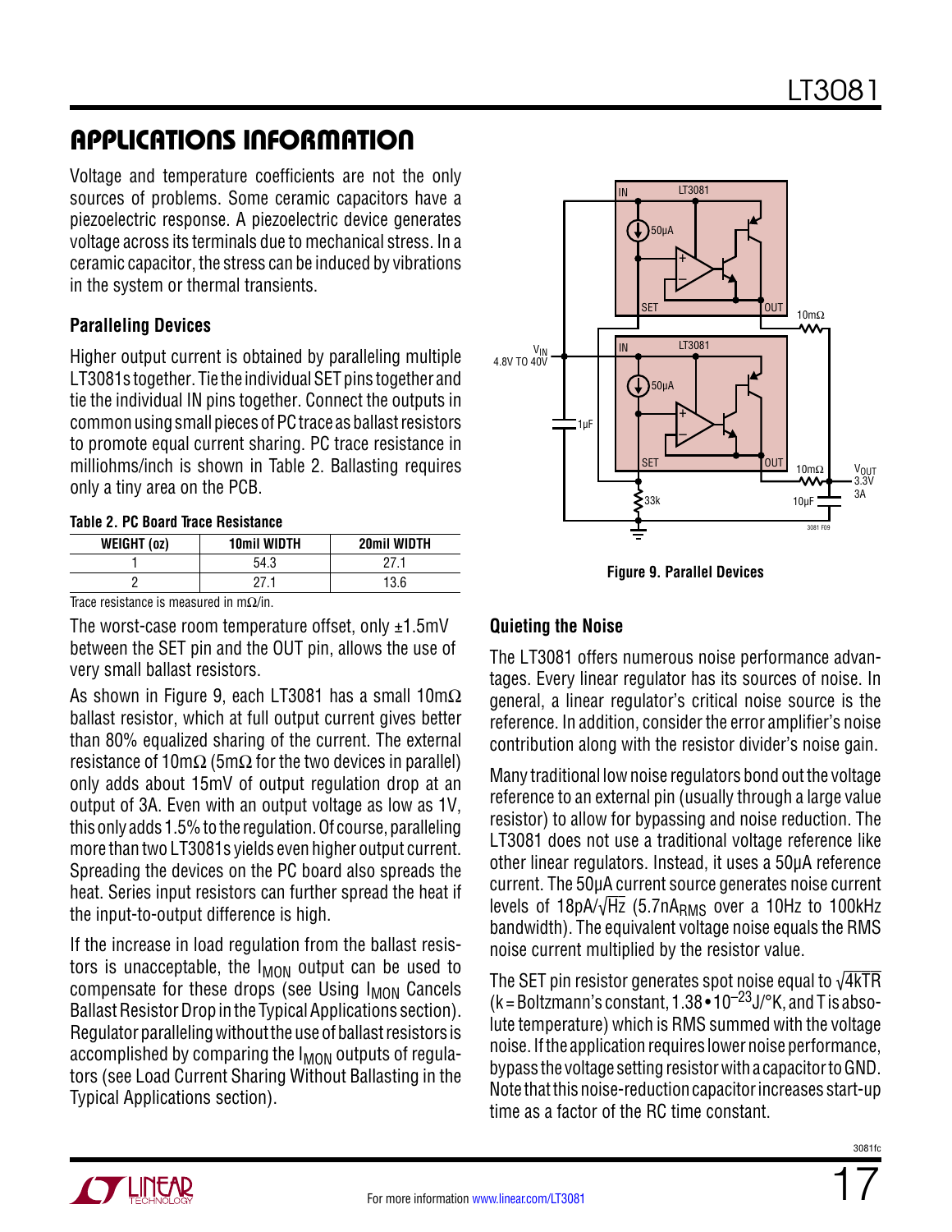## APPLICATIONS INFORMATION

Voltage and temperature coefficients are not the only sources of problems. Some ceramic capacitors have a piezoelectric response. A piezoelectric device generates voltage across its terminals due to mechanical stress. In a ceramic capacitor, the stress can be induced by vibrations in the system or thermal transients.

### Paralleling Devices

Higher output current is obtained by paralleling multiple LT3081s together. Tie the individual SET pins together and tie the individual IN pins together. Connect the outputs in common using small pieces of PC trace as ballast resistors to promote equal current sharing. PC trace resistance in milliohms/inch is shown in Table 2. Ballasting requires only a tiny area on the PCB.

**Table 2. PC Board Trace Resistance**

| WEIGHT (oz) | 10mil WIDTH | 20mil WIDTH |
|---|---|---|
| 1 | 54.3 | 27.1 |
| 2 | 27.1 | 13.6 |

Trace resistance is measured in mΩ/in.

The worst-case room temperature offset, only ±1.5mV between the SET pin and the OUT pin, allows the use of very small ballast resistors.

As shown in Figure 9, each LT3081 has a small 10mΩ ballast resistor, which at full output current gives better than 80% equalized sharing of the current. The external resistance of 10mΩ (5mΩ for the two devices in parallel) only adds about 15mV of output regulation drop at an output of 3A. Even with an output voltage as low as 1V, this only adds 1.5% to the regulation. Of course, paralleling more than two LT3081s yields even higher output current. Spreading the devices on the PC board also spreads the heat. Series input resistors can further spread the heat if the input-to-output difference is high.

If the increase in load regulation from the ballast resistors is unacceptable, the $I_{MON}$ output can be used to compensate for these drops (see Using $I_{MON}$ Cancels Ballast Resistor Drop in the Typical Applications section). Regulator paralleling without the use of ballast resistors is accomplished by comparing the $I_{MON}$ outputs of regulators (see Load Current Sharing Without Ballasting in the Typical Applications section).

**Figure 9. Parallel Devices**

### Quieting the Noise

The LT3081 offers numerous noise performance advantages. Every linear regulator has its sources of noise. In general, a linear regulator's critical noise source is the reference. In addition, consider the error amplifier's noise contribution along with the resistor divider's noise gain.

Many traditional low noise regulators bond out the voltage reference to an external pin (usually through a large value resistor) to allow for bypassing and noise reduction. The LT3081 does not use a traditional voltage reference like other linear regulators. Instead, it uses a 50µA reference current. The 50µA current source generates noise current levels of $18pA/\sqrt{Hz}$ ($5.7nA_{RMS}$ over a 10Hz to 100kHz bandwidth). The equivalent voltage noise equals the RMS noise current multiplied by the resistor value.

The SET pin resistor generates spot noise equal to $\sqrt{4kTR}$ (k = Boltzmann's constant, $1.38 \cdot 10^{-23}$J/°K, and T is absolute temperature) which is RMS summed with the voltage noise. If the application requires lower noise performance, bypass the voltage setting resistor with a capacitor to GND. Note that this noise-reduction capacitor increases start-up time as a factor of the RC time constant.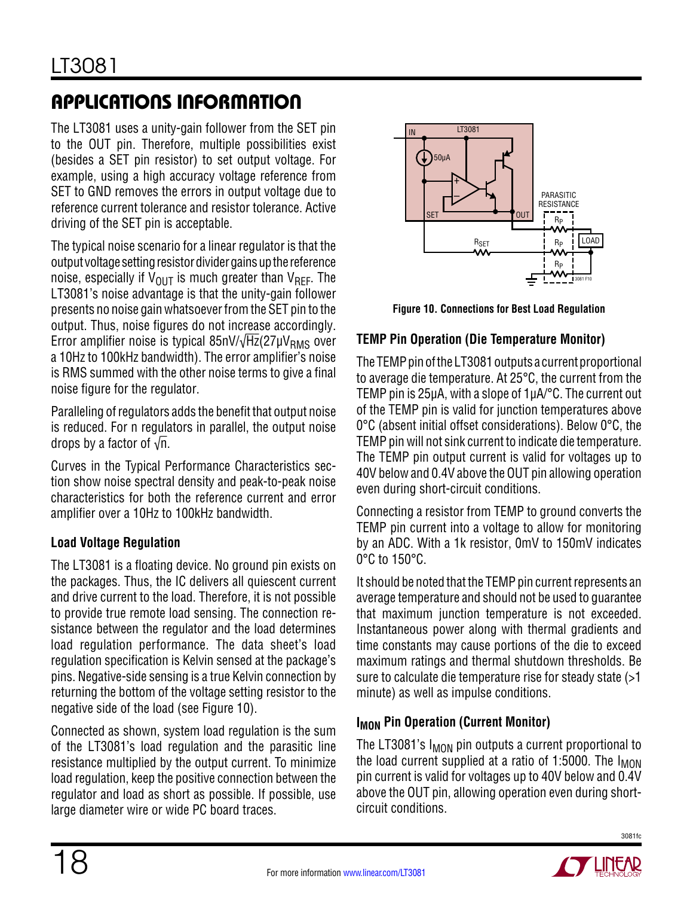## APPLICATIONS INFORMATION

The LT3081 uses a unity-gain follower from the SET pin to the OUT pin. Therefore, multiple possibilities exist (besides a SET pin resistor) to set output voltage. For example, using a high accuracy voltage reference from SET to GND removes the errors in output voltage due to reference current tolerance and resistor tolerance. Active driving of the SET pin is acceptable.

The typical noise scenario for a linear regulator is that the output voltage setting resistor divider gains up the reference noise, especially if $V_{OUT}$ is much greater than $V_{REF}$. The LT3081's noise advantage is that the unity-gain follower presents no noise gain whatsoever from the SET pin to the output. Thus, noise figures do not increase accordingly. Error amplifier noise is typical $85nV/\sqrt{Hz}$($27\mu V_{RMS}$ over a 10Hz to 100kHz bandwidth). The error amplifier's noise is RMS summed with the other noise terms to give a final noise figure for the regulator.

Paralleling of regulators adds the benefit that output noise is reduced. For n regulators in parallel, the output noise drops by a factor of $\sqrt{n}$.

Curves in the Typical Performance Characteristics section show noise spectral density and peak-to-peak noise characteristics for both the reference current and error amplifier over a 10Hz to 100kHz bandwidth.

### Load Voltage Regulation

The LT3081 is a floating device. No ground pin exists on the packages. Thus, the IC delivers all quiescent current and drive current to the load. Therefore, it is not possible to provide true remote load sensing. The connection resistance between the regulator and the load determines load regulation performance. The data sheet's load regulation specification is Kelvin sensed at the package's pins. Negative-side sensing is a true Kelvin connection by returning the bottom of the voltage setting resistor to the negative side of the load (see Figure 10).

Connected as shown, system load regulation is the sum of the LT3081's load regulation and the parasitic line resistance multiplied by the output current. To minimize load regulation, keep the positive connection between the regulator and load as short as possible. If possible, use large diameter wire or wide PC board traces.

**Figure 10. Connections for Best Load Regulation**

### TEMP Pin Operation (Die Temperature Monitor)

The TEMP pin of the LT3081 outputs a current proportional to average die temperature. At 25°C, the current from the TEMP pin is 25µA, with a slope of 1µA/°C. The current out of the TEMP pin is valid for junction temperatures above 0°C (absent initial offset considerations). Below 0°C, the TEMP pin will not sink current to indicate die temperature. The TEMP pin output current is valid for voltages up to 40V below and 0.4V above the OUT pin allowing operation even during short-circuit conditions.

Connecting a resistor from TEMP to ground converts the TEMP pin current into a voltage to allow for monitoring by an ADC. With a 1k resistor, 0mV to 150mV indicates 0°C to 150°C.

It should be noted that the TEMP pin current represents an average temperature and should not be used to guarantee that maximum junction temperature is not exceeded. Instantaneous power along with thermal gradients and time constants may cause portions of the die to exceed maximum ratings and thermal shutdown thresholds. Be sure to calculate die temperature rise for steady state (>1 minute) as well as impulse conditions.

### $I_{MON}$ Pin Operation (Current Monitor)

The LT3081's $I_{MON}$ pin outputs a current proportional to the load current supplied at a ratio of 1:5000. The $I_{MON}$ pin current is valid for voltages up to 40V below and 0.4V above the OUT pin, allowing operation even during short-circuit conditions.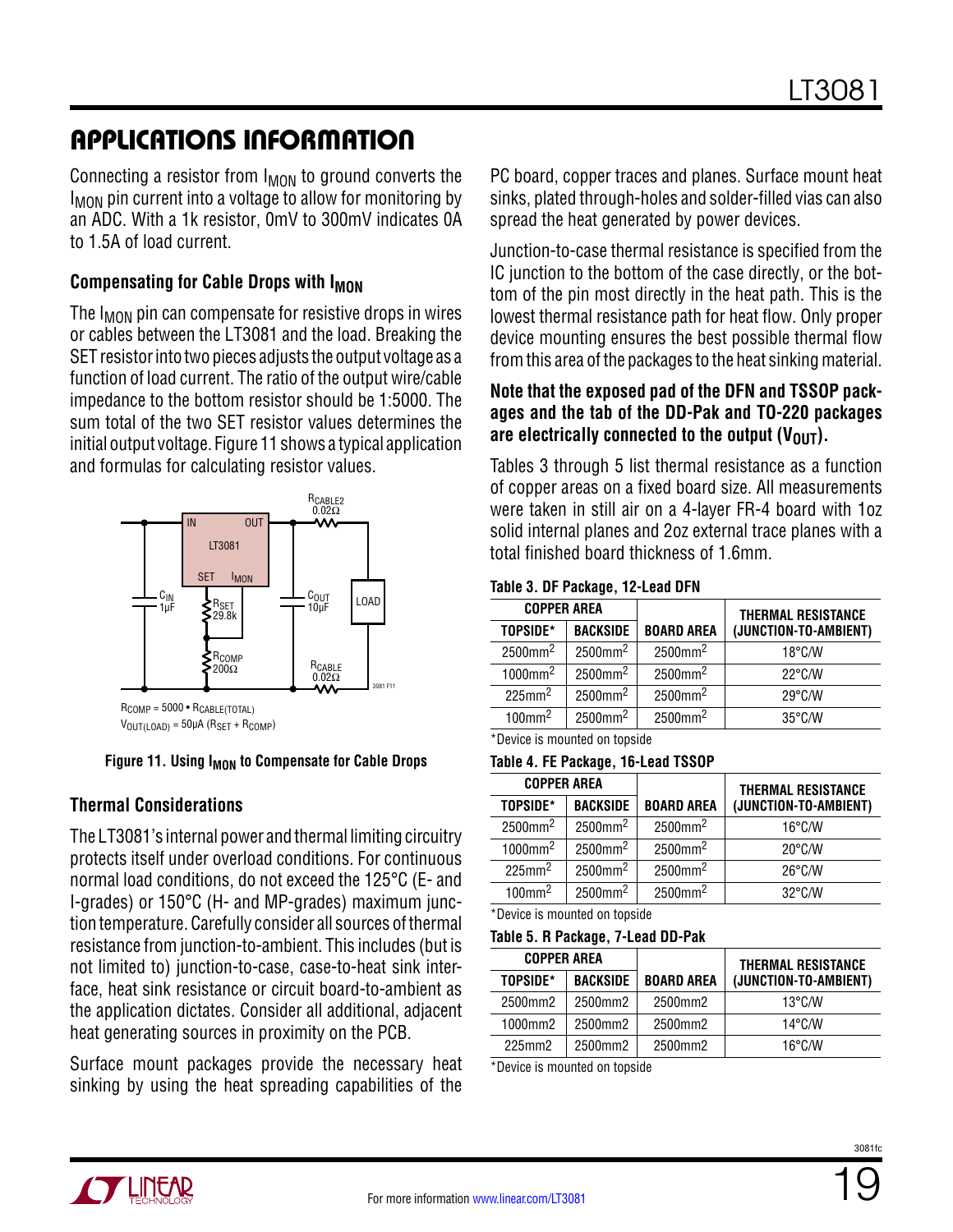## APPLICATIONS INFORMATION

Connecting a resistor from $I_{MON}$ to ground converts the $I_{MON}$ pin current into a voltage to allow for monitoring by an ADC. With a 1k resistor, 0mV to 300mV indicates 0A to 1.5A of load current.

### Compensating for Cable Drops with $I_{MON}$

The $I_{MON}$ pin can compensate for resistive drops in wires or cables between the LT3081 and the load. Breaking the SET resistor into two pieces adjusts the output voltage as a function of load current. The ratio of the output wire/cable impedance to the bottom resistor should be 1:5000. The sum total of the two SET resistor values determines the initial output voltage. Figure 11 shows a typical application and formulas for calculating resistor values.

$R_{COMP} = 5000 \cdot R_{CABLE(TOTAL)}$

$V_{OUT(LOAD)} = 50\mu A\ (R_{SET} + R_{COMP})$

**Figure 11. Using $I_{MON}$ to Compensate for Cable Drops**

### Thermal Considerations

The LT3081's internal power and thermal limiting circuitry protects itself under overload conditions. For continuous normal load conditions, do not exceed the 125°C (E- and I-grades) or 150°C (H- and MP-grades) maximum junction temperature. Carefully consider all sources of thermal resistance from junction-to-ambient. This includes (but is not limited to) junction-to-case, case-to-heat sink interface, heat sink resistance or circuit board-to-ambient as the application dictates. Consider all additional, adjacent heat generating sources in proximity on the PCB.

Surface mount packages provide the necessary heat sinking by using the heat spreading capabilities of the PC board, copper traces and planes. Surface mount heat sinks, plated through-holes and solder-filled vias can also spread the heat generated by power devices.

Junction-to-case thermal resistance is specified from the IC junction to the bottom of the case directly, or the bottom of the pin most directly in the heat path. This is the lowest thermal resistance path for heat flow. Only proper device mounting ensures the best possible thermal flow from this area of the packages to the heat sinking material.

**Note that the exposed pad of the DFN and TSSOP packages and the tab of the DD-Pak and TO-220 packages are electrically connected to the output ($V_{OUT}$).**

Tables 3 through 5 list thermal resistance as a function of copper areas on a fixed board size. All measurements were taken in still air on a 4-layer FR-4 board with 1oz solid internal planes and 2oz external trace planes with a total finished board thickness of 1.6mm.

**Table 3. DF Package, 12-Lead DFN**

| COPPER AREA | | | THERMAL RESISTANCE |
|---|---|---|---|
| TOPSIDE* | BACKSIDE | BOARD AREA | (JUNCTION-TO-AMBIENT) |
| 2500mm² | 2500mm² | 2500mm² | 18°C/W |
| 1000mm² | 2500mm² | 2500mm² | 22°C/W |
| 225mm² | 2500mm² | 2500mm² | 29°C/W |
| 100mm² | 2500mm² | 2500mm² | 35°C/W |

*Device is mounted on topside

**Table 4. FE Package, 16-Lead TSSOP**

| COPPER AREA | | | THERMAL RESISTANCE |
|---|---|---|---|
| TOPSIDE* | BACKSIDE | BOARD AREA | (JUNCTION-TO-AMBIENT) |
| 2500mm² | 2500mm² | 2500mm² | 16°C/W |
| 1000mm² | 2500mm² | 2500mm² | 20°C/W |
| 225mm² | 2500mm² | 2500mm² | 26°C/W |
| 100mm² | 2500mm² | 2500mm² | 32°C/W |

*Device is mounted on topside

**Table 5. R Package, 7-Lead DD-Pak**

| COPPER AREA | | | THERMAL RESISTANCE |
|---|---|---|---|
| TOPSIDE* | BACKSIDE | BOARD AREA | (JUNCTION-TO-AMBIENT) |
| 2500mm2 | 2500mm2 | 2500mm2 | 13°C/W |
| 1000mm2 | 2500mm2 | 2500mm2 | 14°C/W |
| 225mm2 | 2500mm2 | 2500mm2 | 16°C/W |

*Device is mounted on topside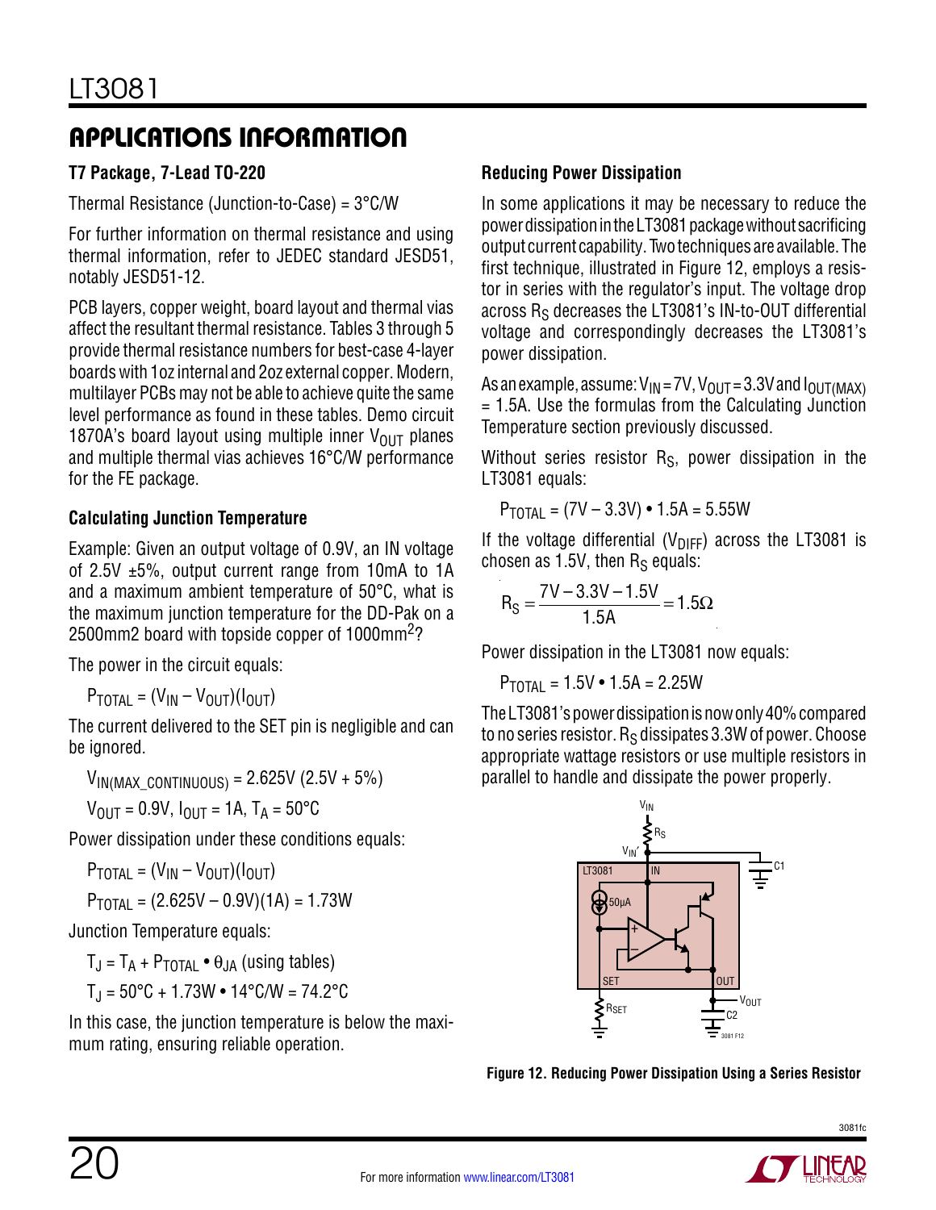## APPLICATIONS INFORMATION

### T7 Package, 7-Lead TO-220

Thermal Resistance (Junction-to-Case) = 3°C/W

For further information on thermal resistance and using thermal information, refer to JEDEC standard JESD51, notably JESD51-12.

PCB layers, copper weight, board layout and thermal vias affect the resultant thermal resistance. Tables 3 through 5 provide thermal resistance numbers for best-case 4-layer boards with 1oz internal and 2oz external copper. Modern, multilayer PCBs may not be able to achieve quite the same level performance as found in these tables. Demo circuit 1870A's board layout using multiple inner $V_{OUT}$ planes and multiple thermal vias achieves 16°C/W performance for the FE package.

### Calculating Junction Temperature

Example: Given an output voltage of 0.9V, an IN voltage of 2.5V ±5%, output current range from 10mA to 1A and a maximum ambient temperature of 50°C, what is the maximum junction temperature for the DD-Pak on a 2500mm2 board with topside copper of 1000mm$^2$?

The power in the circuit equals:

$P_{TOTAL} = (V_{IN} – V_{OUT})(I_{OUT})$

The current delivered to the SET pin is negligible and can be ignored.

$V_{IN(MAX\_CONTINUOUS)} = 2.625V$ (2.5V + 5%)

$V_{OUT} = 0.9V$, $I_{OUT} = 1A$, $T_A = 50°C$

Power dissipation under these conditions equals:

$P_{TOTAL} = (V_{IN} – V_{OUT})(I_{OUT})$

$P_{TOTAL} = (2.625V – 0.9V)(1A) = 1.73W$

Junction Temperature equals:

$T_J = T_A + P_{TOTAL} \cdot \theta_{JA}$ (using tables)

$T_J = 50°C + 1.73W \cdot 14°C/W = 74.2°C$

In this case, the junction temperature is below the maximum rating, ensuring reliable operation.

### Reducing Power Dissipation

In some applications it may be necessary to reduce the power dissipation in the LT3081 package without sacrificing output current capability. Two techniques are available. The first technique, illustrated in Figure 12, employs a resistor in series with the regulator's input. The voltage drop across $R_S$ decreases the LT3081's IN-to-OUT differential voltage and correspondingly decreases the LT3081's power dissipation.

As an example, assume: $V_{IN} = 7V$, $V_{OUT} = 3.3V$ and $I_{OUT(MAX)} = 1.5A$. Use the formulas from the Calculating Junction Temperature section previously discussed.

Without series resistor $R_S$, power dissipation in the LT3081 equals:

$P_{TOTAL} = (7V – 3.3V) \cdot 1.5A = 5.55W$

If the voltage differential ($V_{DIFF}$) across the LT3081 is chosen as 1.5V, then $R_S$ equals:

$$R_S = \frac{7V - 3.3V - 1.5V}{1.5A} = 1.5\Omega$$

Power dissipation in the LT3081 now equals:

$P_{TOTAL} = 1.5V \cdot 1.5A = 2.25W$

The LT3081's power dissipation is now only 40% compared to no series resistor. $R_S$ dissipates 3.3W of power. Choose appropriate wattage resistors or use multiple resistors in parallel to handle and dissipate the power properly.

Figure 12. Reducing Power Dissipation Using a Series Resistor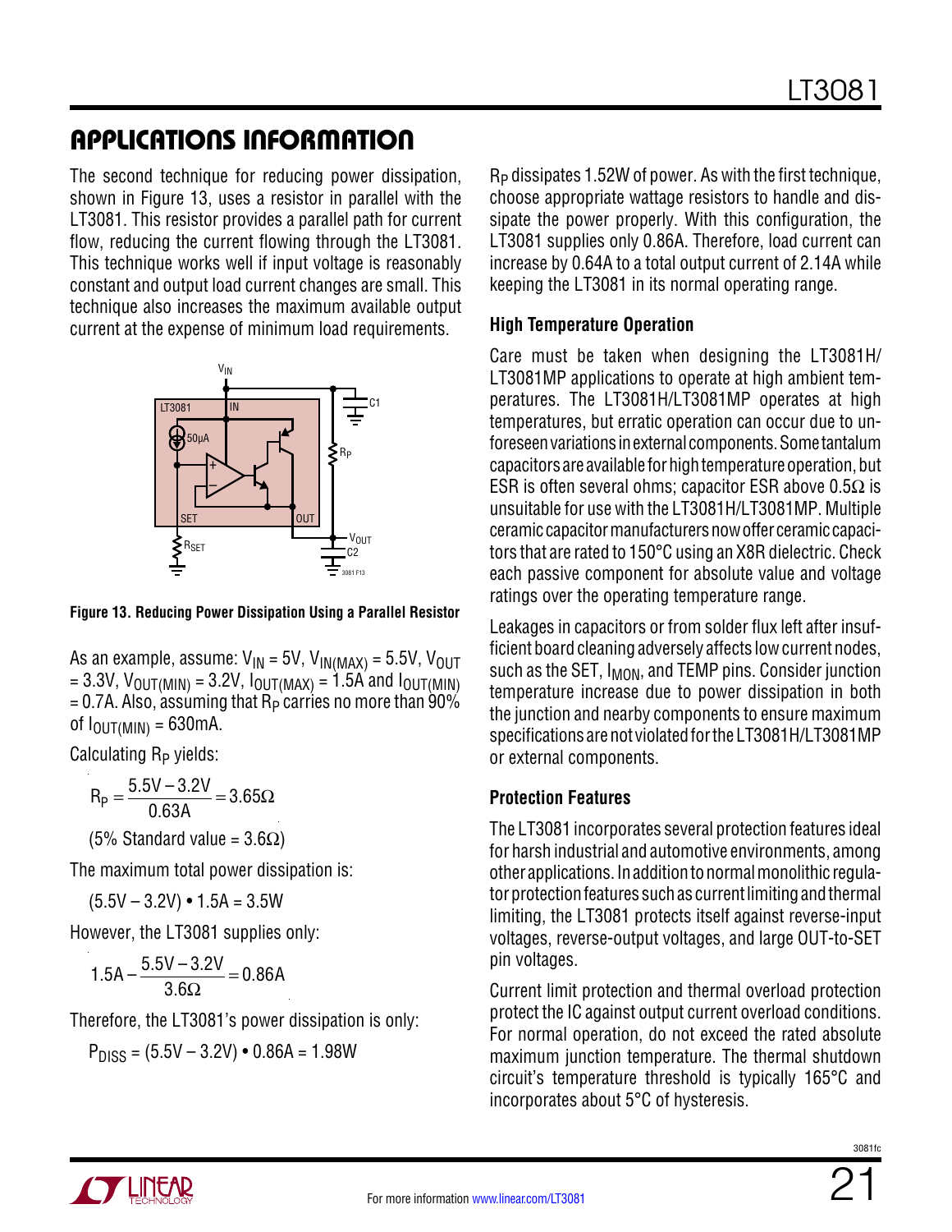## APPLICATIONS INFORMATION

The second technique for reducing power dissipation, shown in Figure 13, uses a resistor in parallel with the LT3081. This resistor provides a parallel path for current flow, reducing the current flowing through the LT3081. This technique works well if input voltage is reasonably constant and output load current changes are small. This technique also increases the maximum available output current at the expense of minimum load requirements.

**Figure 13. Reducing Power Dissipation Using a Parallel Resistor**

As an example, assume: $V_{IN}$ = 5V, $V_{IN(MAX)}$ = 5.5V, $V_{OUT}$ = 3.3V, $V_{OUT(MIN)}$ = 3.2V, $I_{OUT(MAX)}$ = 1.5A and $I_{OUT(MIN)}$ = 0.7A. Also, assuming that $R_P$ carries no more than 90% of $I_{OUT(MIN)}$ = 630mA.

Calculating $R_P$ yields:

$$R_P = \frac{5.5V - 3.2V}{0.63A} = 3.65\Omega$$

(5% Standard value = 3.6Ω)

The maximum total power dissipation is:

$$(5.5V - 3.2V) \cdot 1.5A = 3.5W$$

However, the LT3081 supplies only:

$$1.5A - \frac{5.5V - 3.2V}{3.6\Omega} = 0.86A$$

Therefore, the LT3081's power dissipation is only:

$$P_{DISS} = (5.5V - 3.2V) \cdot 0.86A = 1.98W$$

$R_P$ dissipates 1.52W of power. As with the first technique, choose appropriate wattage resistors to handle and dissipate the power properly. With this configuration, the LT3081 supplies only 0.86A. Therefore, load current can increase by 0.64A to a total output current of 2.14A while keeping the LT3081 in its normal operating range.

### High Temperature Operation

Care must be taken when designing the LT3081H/LT3081MP applications to operate at high ambient temperatures. The LT3081H/LT3081MP operates at high temperatures, but erratic operation can occur due to unforeseen variations in external components. Some tantalum capacitors are available for high temperature operation, but ESR is often several ohms; capacitor ESR above 0.5Ω is unsuitable for use with the LT3081H/LT3081MP. Multiple ceramic capacitor manufacturers now offer ceramic capacitors that are rated to 150°C using an X8R dielectric. Check each passive component for absolute value and voltage ratings over the operating temperature range.

Leakages in capacitors or from solder flux left after insufficient board cleaning adversely affects low current nodes, such as the SET, $I_{MON}$, and TEMP pins. Consider junction temperature increase due to power dissipation in both the junction and nearby components to ensure maximum specifications are not violated for the LT3081H/LT3081MP or external components.

### Protection Features

The LT3081 incorporates several protection features ideal for harsh industrial and automotive environments, among other applications. In addition to normal monolithic regulator protection features such as current limiting and thermal limiting, the LT3081 protects itself against reverse-input voltages, reverse-output voltages, and large OUT-to-SET pin voltages.

Current limit protection and thermal overload protection protect the IC against output current overload conditions. For normal operation, do not exceed the rated absolute maximum junction temperature. The thermal shutdown circuit's temperature threshold is typically 165°C and incorporates about 5°C of hysteresis.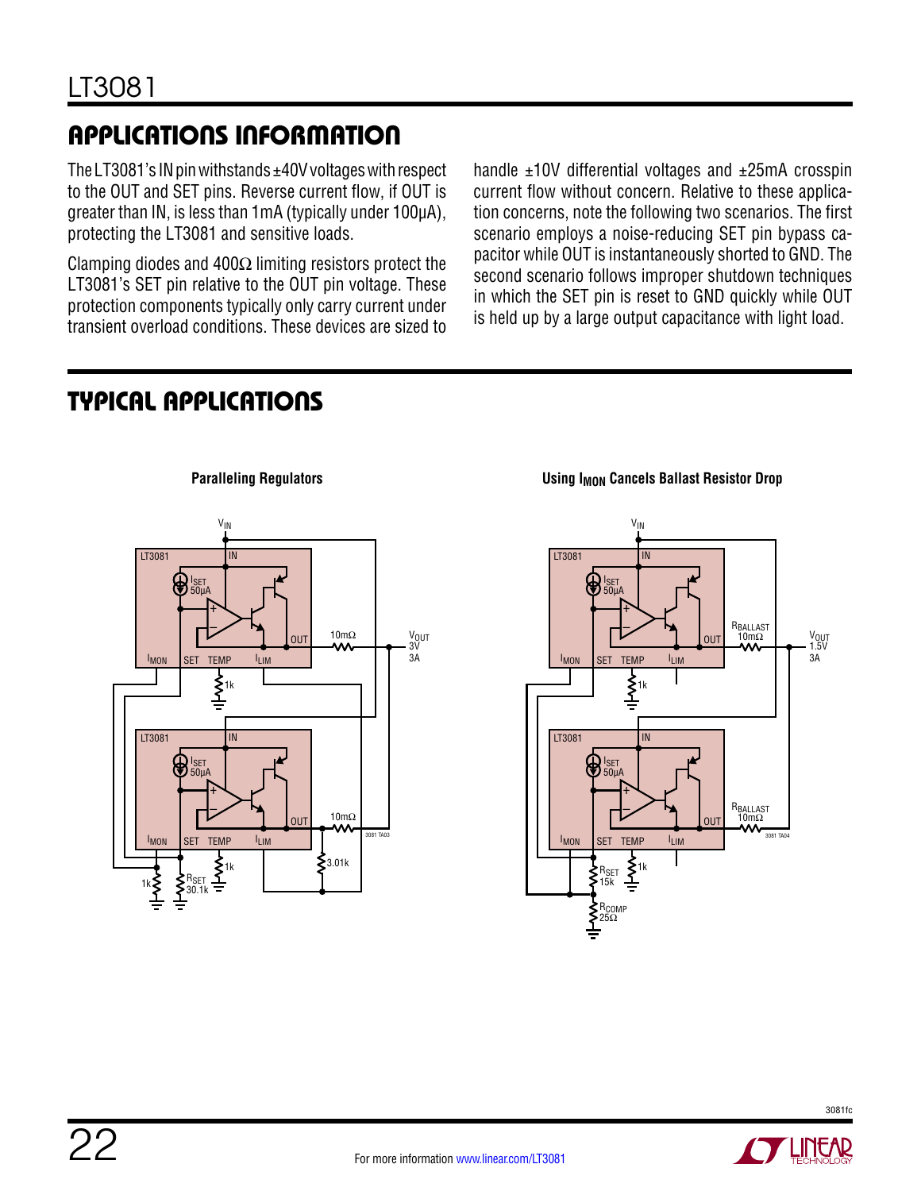## APPLICATIONS INFORMATION

The LT3081's IN pin withstands ±40V voltages with respect to the OUT and SET pins. Reverse current flow, if OUT is greater than IN, is less than 1mA (typically under 100µA), protecting the LT3081 and sensitive loads.

Clamping diodes and 400Ω limiting resistors protect the LT3081's SET pin relative to the OUT pin voltage. These protection components typically only carry current under transient overload conditions. These devices are sized to handle ±10V differential voltages and ±25mA crosspin current flow without concern. Relative to these application concerns, note the following two scenarios. The first scenario employs a noise-reducing SET pin bypass capacitor while OUT is instantaneously shorted to GND. The second scenario follows improper shutdown techniques in which the SET pin is reset to GND quickly while OUT is held up by a large output capacitance with light load.

## TYPICAL APPLICATIONS

**Paralleling Regulators**

**Using $I_{MON}$ Cancels Ballast Resistor Drop**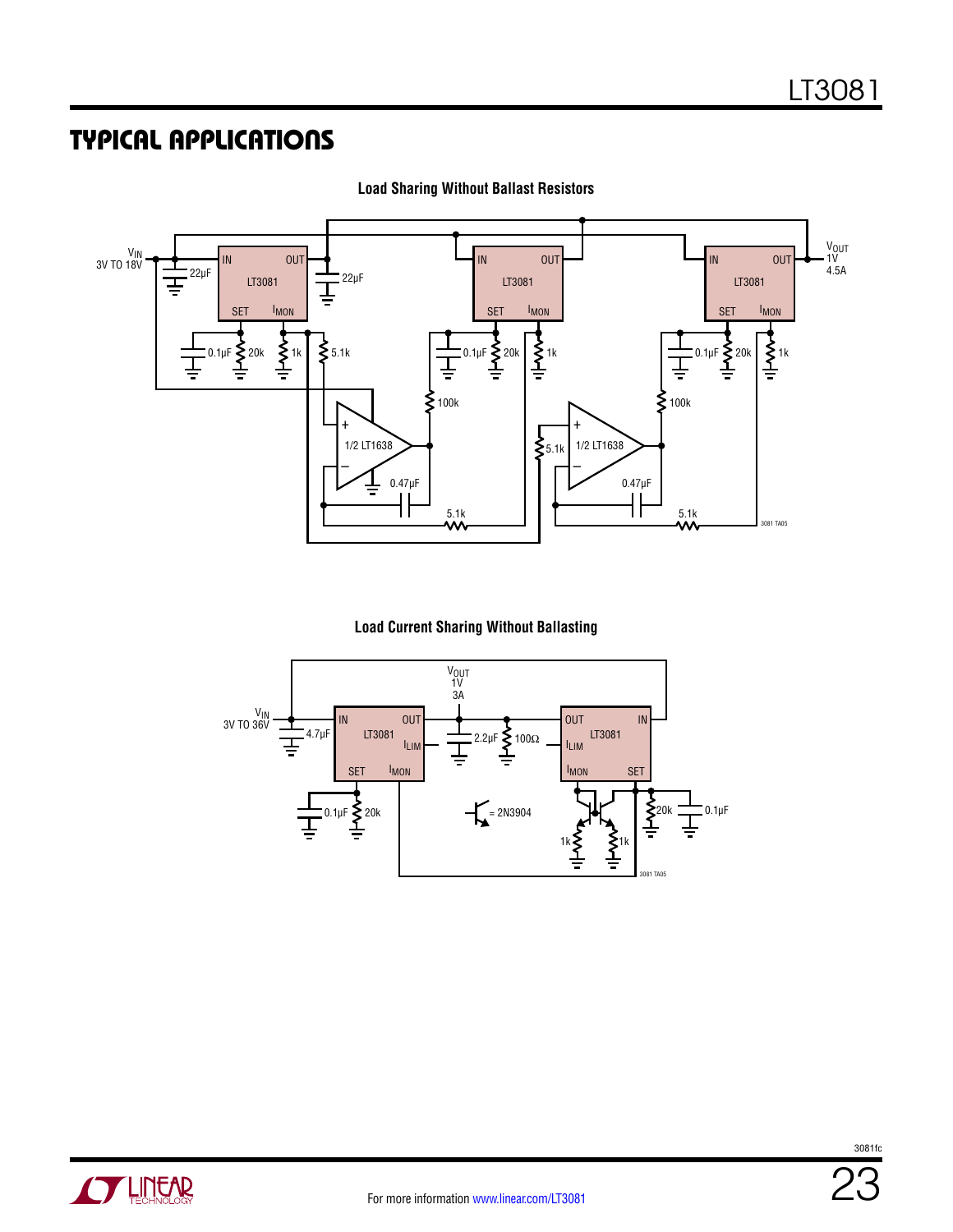## TYPICAL APPLICATIONS

**Load Sharing Without Ballast Resistors**

$V_{IN}$ 3V TO 18V

22µF

LT3081

IN OUT

SET $I_{MON}$

0.1µF 20k 1k 5.1k

22µF

100k

1/2 LT1638

0.47µF

5.1k

5.1k

$V_{OUT}$ 1V 4.5A

3081 TA05

**Load Current Sharing Without Ballasting**

$V_{IN}$ 3V TO 36V

4.7µF

LT3081

IN OUT $I_{LIM}$

SET $I_{MON}$

0.1µF 20k

$V_{OUT}$ 1V 3A

2.2µF 100Ω

= 2N3904

1k 1k

20k 0.1µF

3081 TA05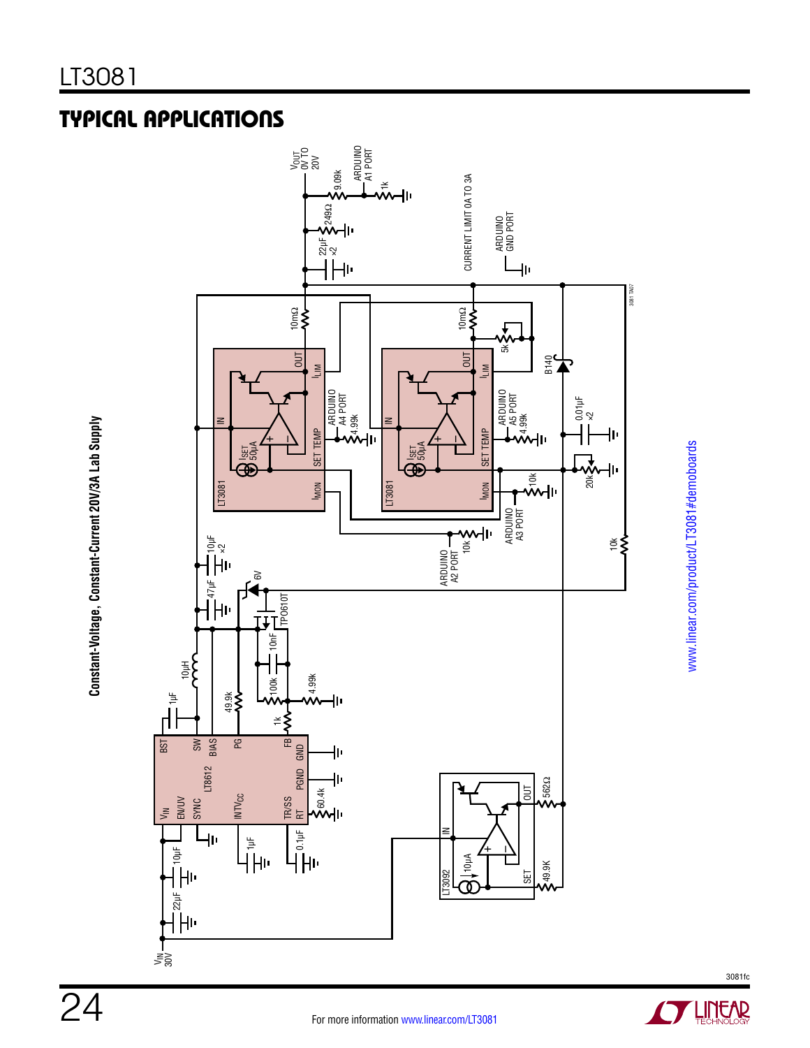## TYPICAL APPLICATIONS

**Constant-Voltage, Constant-Current 20V/3A Lab Supply**

www.linear.com/product/LT3081#demoboards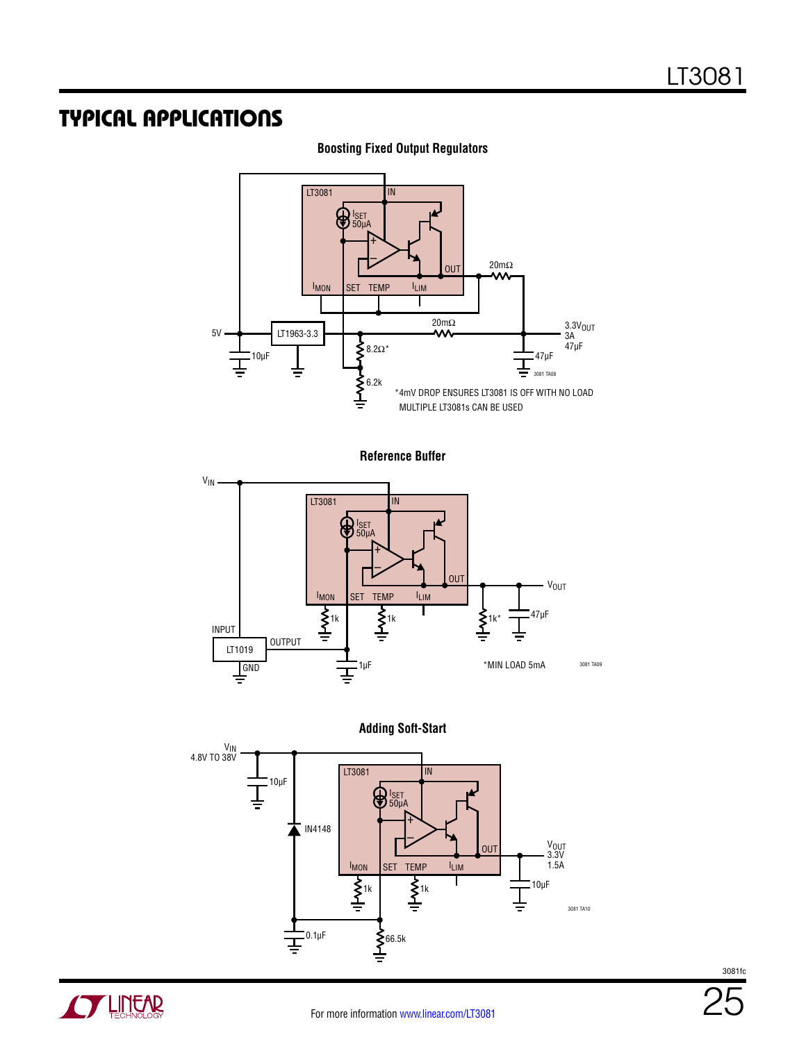## TYPICAL APPLICATIONS

**Boosting Fixed Output Regulators**

LT3081

IN

$I_{SET}$ 50µA

OUT

$I_{MON}$ SET TEMP $I_{LIM}$

20mΩ

5V

LT1963-3.3

20mΩ

3.3$V_{OUT}$
3A
47µF

10µF

8.2Ω*

47µF

6.2k

*4mV DROP ENSURES LT3081 IS OFF WITH NO LOAD
MULTIPLE LT3081s CAN BE USED

3081 TA08

**Reference Buffer**

$V_{IN}$

LT3081

IN

$I_{SET}$ 50µA

OUT

$I_{MON}$ SET TEMP $I_{LIM}$

$V_{OUT}$

1k 1k 1k* 47µF

INPUT

LT1019

OUTPUT

GND

1µF

*MIN LOAD 5mA

3081 TA09

**Adding Soft-Start**

$V_{IN}$
4.8V TO 38V

10µF

IN4148

LT3081

IN

$I_{SET}$ 50µA

OUT

$I_{MON}$ SET TEMP $I_{LIM}$

$V_{OUT}$
3.3V
1.5A

1k 1k

10µF

0.1µF

66.5k

3081 TA10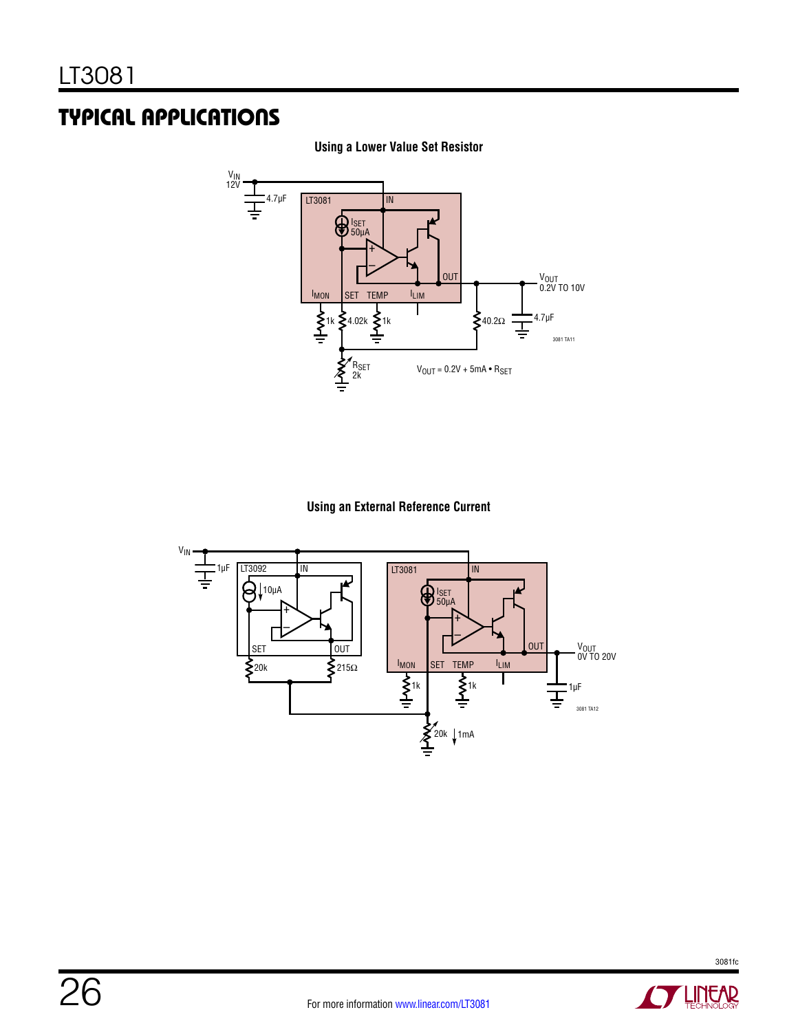## TYPICAL APPLICATIONS

**Using a Lower Value Set Resistor**

$V_{IN}$ 12V

4.7µF

LT3081

IN

$I_{SET}$ 50µA

OUT

$V_{OUT}$ 0.2V TO 10V

$I_{MON}$ SET TEMP $I_{LIM}$

1k 4.02k 1k

40.2Ω

4.7µF

$R_{SET}$ 2k

$V_{OUT} = 0.2V + 5mA \bullet R_{SET}$

3081 TA11

**Using an External Reference Current**

$V_{IN}$

1µF

LT3092

IN

10µA

SET

OUT

20k

215Ω

LT3081

IN

$I_{SET}$ 50µA

OUT

$V_{OUT}$ 0V TO 20V

$I_{MON}$ SET TEMP $I_{LIM}$

1k 1k

1µF

20k 1mA

3081 TA12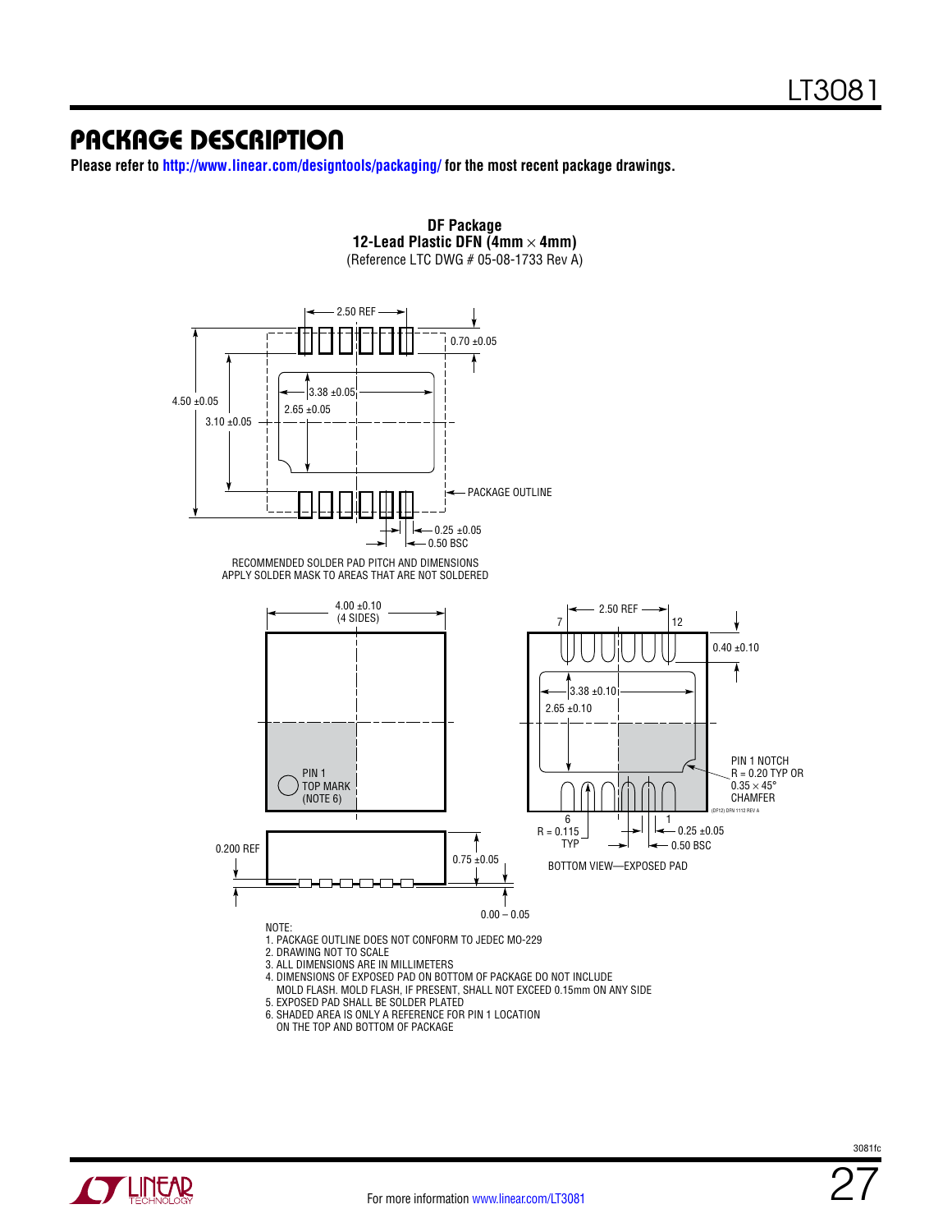# PACKAGE DESCRIPTION

**Please refer to http://www.linear.com/designtools/packaging/ for the most recent package drawings.**

**DF Package**
**12-Lead Plastic DFN (4mm × 4mm)**
(Reference LTC DWG # 05-08-1733 Rev A)

2.50 REF

0.70 ±0.05

3.38 ±0.05

2.65 ±0.05

4.50 ±0.05

3.10 ±0.05

PACKAGE OUTLINE

0.25 ±0.05

0.50 BSC

RECOMMENDED SOLDER PAD PITCH AND DIMENSIONS
APPLY SOLDER MASK TO AREAS THAT ARE NOT SOLDERED

4.00 ±0.10
(4 SIDES)

PIN 1
TOP MARK
(NOTE 6)

0.200 REF

0.75 ±0.05

0.00 – 0.05

2.50 REF

7

12

0.40 ±0.10

3.38 ±0.10

2.65 ±0.10

PIN 1 NOTCH
R = 0.20 TYP OR
0.35 × 45°
CHAMFER

(DF12) DFN 1112 REV A

6

1

R = 0.115
TYP

0.25 ±0.05

0.50 BSC

BOTTOM VIEW—EXPOSED PAD

NOTE:
1. PACKAGE OUTLINE DOES NOT CONFORM TO JEDEC MO-229
2. DRAWING NOT TO SCALE
3. ALL DIMENSIONS ARE IN MILLIMETERS
4. DIMENSIONS OF EXPOSED PAD ON BOTTOM OF PACKAGE DO NOT INCLUDE MOLD FLASH. MOLD FLASH, IF PRESENT, SHALL NOT EXCEED 0.15mm ON ANY SIDE
5. EXPOSED PAD SHALL BE SOLDER PLATED
6. SHADED AREA IS ONLY A REFERENCE FOR PIN 1 LOCATION ON THE TOP AND BOTTOM OF PACKAGE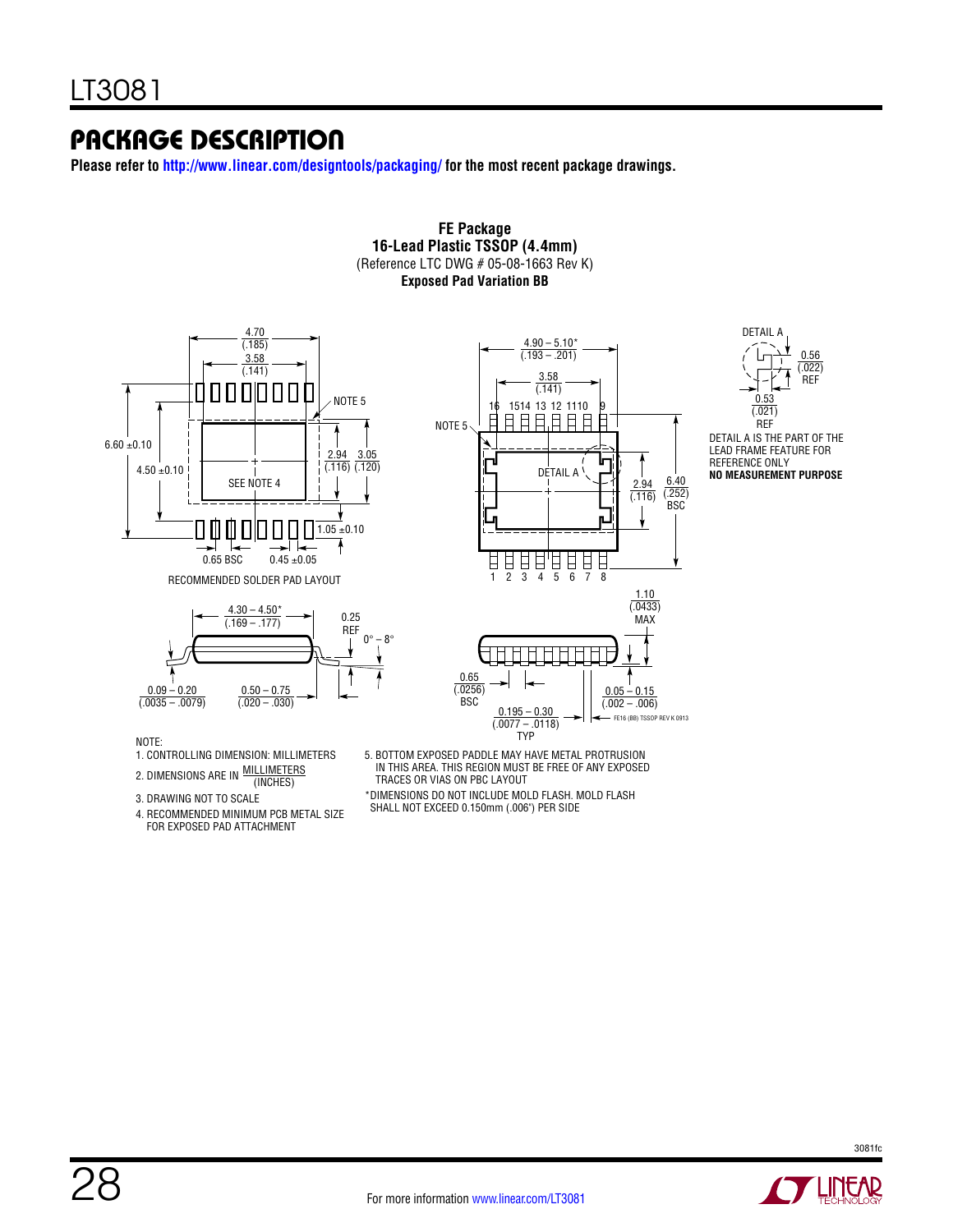## PACKAGE DESCRIPTION

**Please refer to http://www.linear.com/designtools/packaging/ for the most recent package drawings.**

**FE Package**
**16-Lead Plastic TSSOP (4.4mm)**
(Reference LTC DWG # 05-08-1663 Rev K)
**Exposed Pad Variation BB**

RECOMMENDED SOLDER PAD LAYOUT

DETAIL A IS THE PART OF THE LEAD FRAME FEATURE FOR REFERENCE ONLY
**NO MEASUREMENT PURPOSE**

NOTE:
1. CONTROLLING DIMENSION: MILLIMETERS
2. DIMENSIONS ARE IN $\frac{\text{MILLIMETERS}}{\text{(INCHES)}}$
3. DRAWING NOT TO SCALE
4. RECOMMENDED MINIMUM PCB METAL SIZE FOR EXPOSED PAD ATTACHMENT
5. BOTTOM EXPOSED PADDLE MAY HAVE METAL PROTRUSION IN THIS AREA. THIS REGION MUST BE FREE OF ANY EXPOSED TRACES OR VIAS ON PBC LAYOUT

*DIMENSIONS DO NOT INCLUDE MOLD FLASH. MOLD FLASH SHALL NOT EXCEED 0.150mm (.006") PER SIDE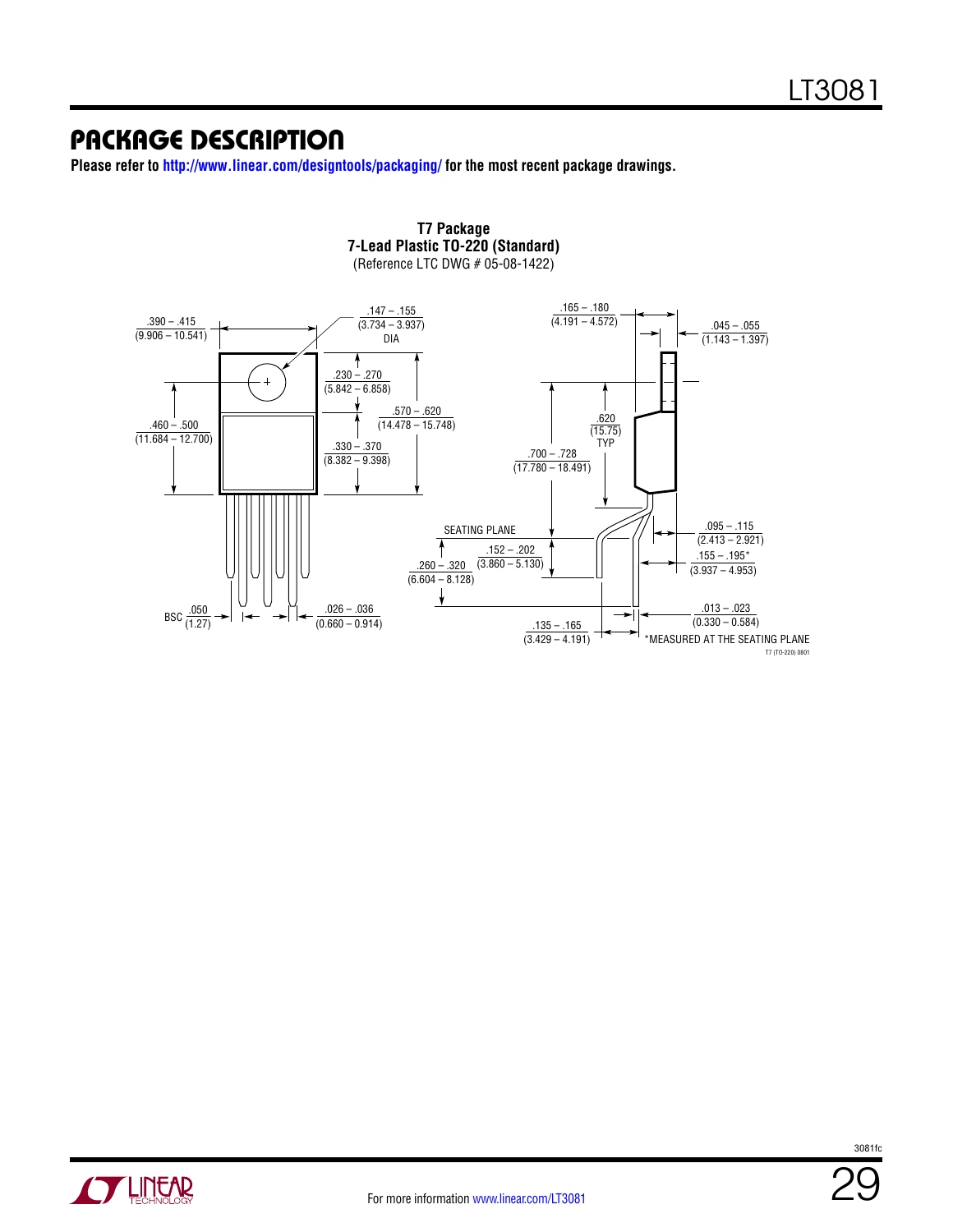## PACKAGE DESCRIPTION

**Please refer to http://www.linear.com/designtools/packaging/ for the most recent package drawings.**

**T7 Package**
**7-Lead Plastic TO-220 (Standard)**
(Reference LTC DWG # 05-08-1422)

.390 – .415 (9.906 – 10.541)

.147 – .155 (3.734 – 3.937) DIA

.165 – .180 (4.191 – 4.572)

.045 – .055 (1.143 – 1.397)

.230 – .270 (5.842 – 6.858)

.570 – .620 (14.478 – 15.748)

.460 – .500 (11.684 – 12.700)

.330 – .370 (8.382 – 9.398)

.620 (15.75) TYP

.700 – .728 (17.780 – 18.491)

SEATING PLANE

.095 – .115 (2.413 – 2.921)

.152 – .202 (3.860 – 5.130)

.155 – .195* (3.937 – 4.953)

.260 – .320 (6.604 – 8.128)

BSC .050 (1.27)

.026 – .036 (0.660 – 0.914)

.013 – .023 (0.330 – 0.584)

.135 – .165 (3.429 – 4.191)

*MEASURED AT THE SEATING PLANE

T7 (TO-220) 0801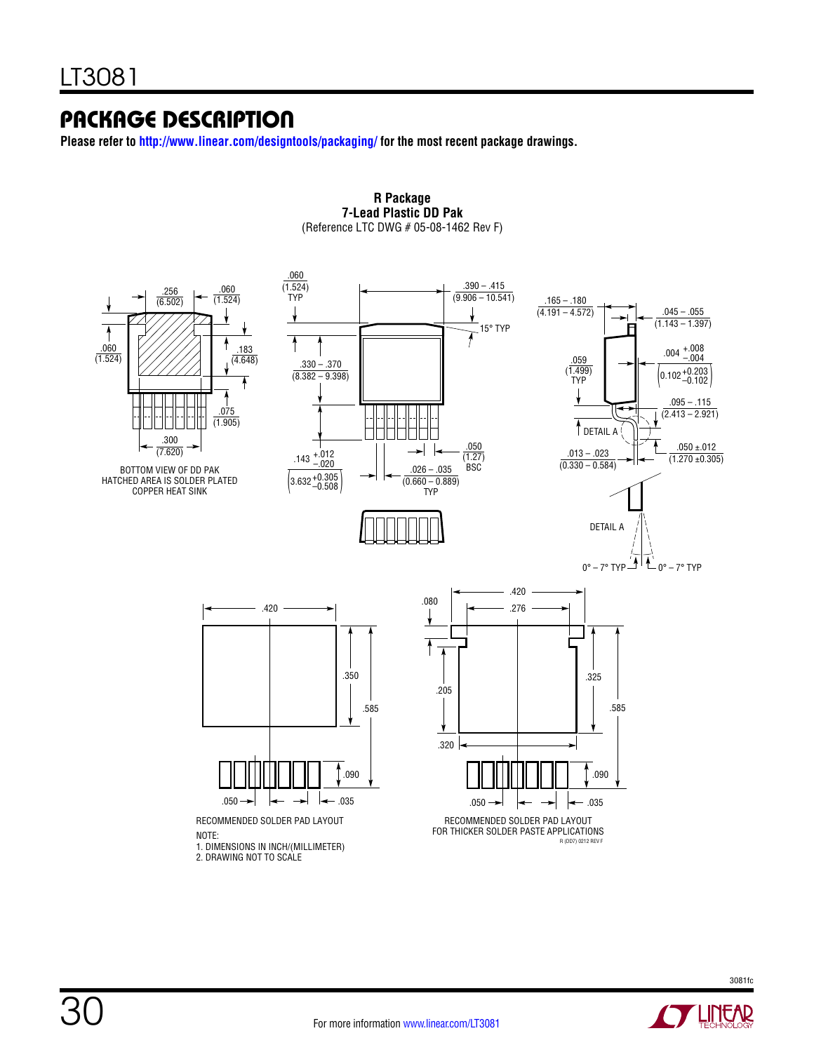## PACKAGE DESCRIPTION

**Please refer to http://www.linear.com/designtools/packaging/ for the most recent package drawings.**

**R Package**
**7-Lead Plastic DD Pak**
(Reference LTC DWG # 05-08-1462 Rev F)

.256 (6.502)

.060 (1.524)

.060 (1.524)

.183 (4.648)

.075 (1.905)

.300 (7.620)

BOTTOM VIEW OF DD PAK
HATCHED AREA IS SOLDER PLATED
COPPER HEAT SINK

.060 (1.524) TYP

.390 – .415 (9.906 – 10.541)

15° TYP

.330 – .370 (8.382 – 9.398)

.143 $^{+.012}_{-.020}$ $\left(3.632^{+0.305}_{-0.508}\right)$

.050 (1.27) BSC

.026 – .035 (0.660 – 0.889) TYP

.165 – .180 (4.191 – 4.572)

.045 – .055 (1.143 – 1.397)

.059 (1.499) TYP

.004 $^{+.008}_{-.004}$ $\left(0.102^{+0.203}_{-0.102}\right)$

.095 – .115 (2.413 – 2.921)

DETAIL A

.013 – .023 (0.330 – 0.584)

.050 ±.012 (1.270 ±0.305)

DETAIL A

0° – 7° TYP

0° – 7° TYP

.420

.350

.585

.090

.050

.035

RECOMMENDED SOLDER PAD LAYOUT

.420

.080

.276

.205

.325

.585

.320

.090

.050

.035

RECOMMENDED SOLDER PAD LAYOUT
FOR THICKER SOLDER PASTE APPLICATIONS

R (DD7) 0212 REV F

NOTE:
1. DIMENSIONS IN INCH/(MILLIMETER)
2. DRAWING NOT TO SCALE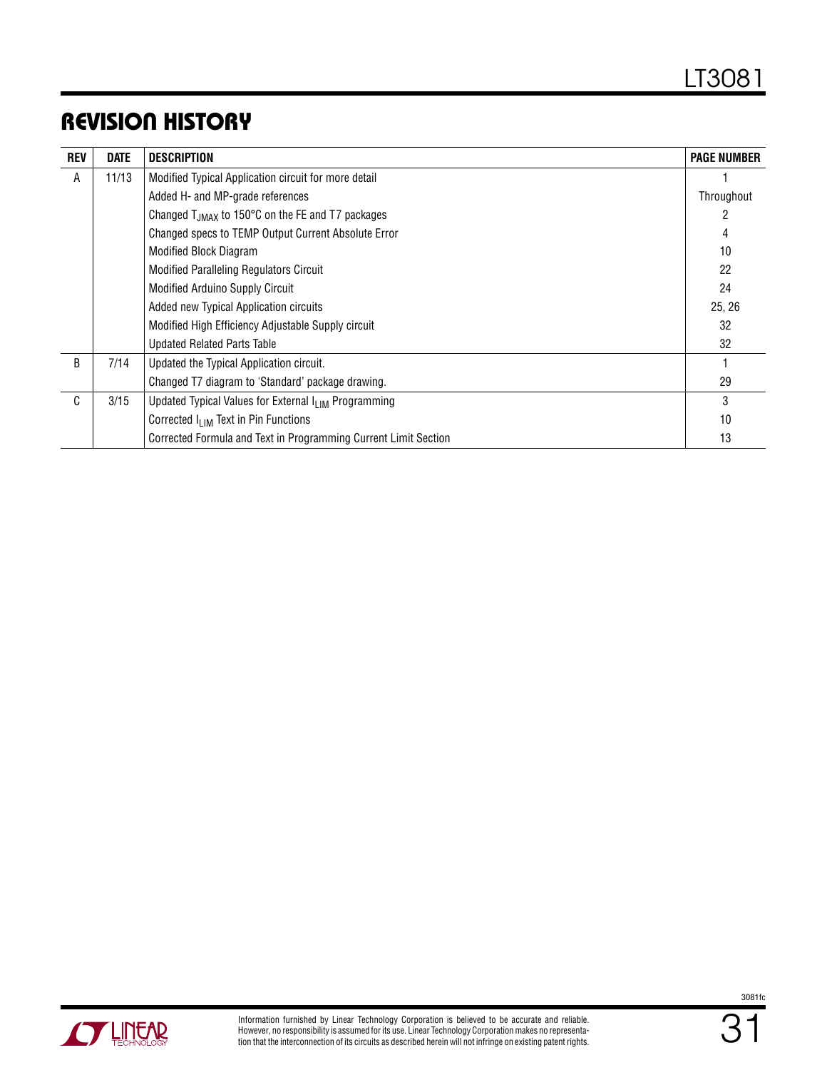## REVISION HISTORY

| REV | DATE | DESCRIPTION | PAGE NUMBER |
|---|---|---|---|
| A | 11/13 | Modified Typical Application circuit for more detail | 1 |
| | | Added H- and MP-grade references | Throughout |
| | | Changed $T_{JMAX}$ to 150°C on the FE and T7 packages | 2 |
| | | Changed specs to TEMP Output Current Absolute Error | 4 |
| | | Modified Block Diagram | 10 |
| | | Modified Paralleling Regulators Circuit | 22 |
| | | Modified Arduino Supply Circuit | 24 |
| | | Added new Typical Application circuits | 25, 26 |
| | | Modified High Efficiency Adjustable Supply circuit | 32 |
| | | Updated Related Parts Table | 32 |
| B | 7/14 | Updated the Typical Application circuit. | 1 |
| | | Changed T7 diagram to 'Standard' package drawing. | 29 |
| C | 3/15 | Updated Typical Values for External $I_{LIM}$ Programming | 3 |
| | | Corrected $I_{LIM}$ Text in Pin Functions | 10 |
| | | Corrected Formula and Text in Programming Current Limit Section | 13 |

Information furnished by Linear Technology Corporation is believed to be accurate and reliable. However, no responsibility is assumed for its use. Linear Technology Corporation makes no representation that the interconnection of its circuits as described herein will not infringe on existing patent rights.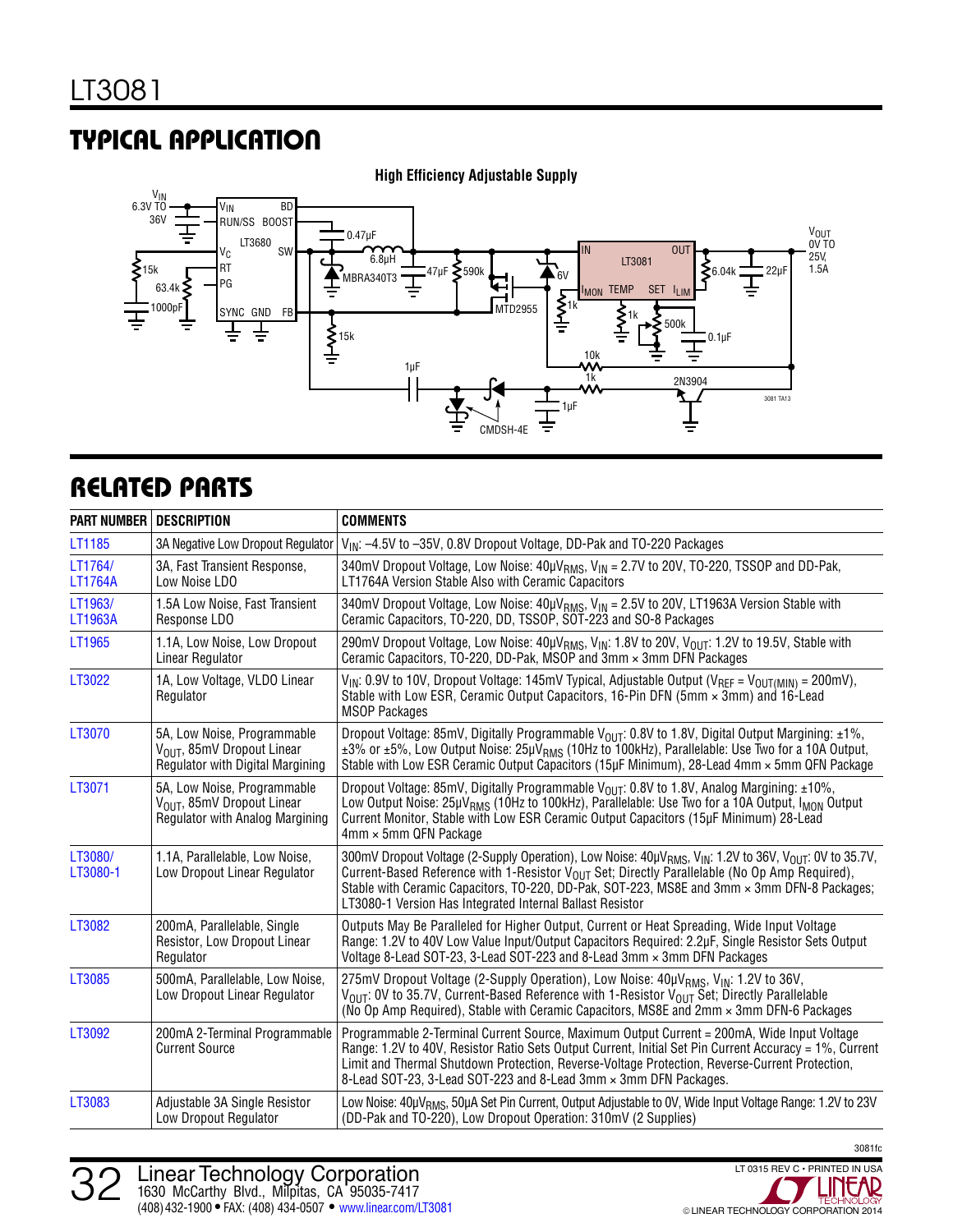## TYPICAL APPLICATION

**High Efficiency Adjustable Supply**

$V_{IN}$
6.3V TO
36V

$V_{OUT}$
0V TO
25V,
1.5A

LT3680
LT3081
0.47µF
6.8µH
MBRA340T3
47µF
590k
MTD2955
6V
1k
15k
63.4k
1000pF
15k
6.04k
22µF
1k
500k
0.1µF
10k
1k
2N3904
1µF
1µF
CMDSH-4E
3081 TA13

## RELATED PARTS

| PART NUMBER | DESCRIPTION | COMMENTS |
|---|---|---|
| LT1185 | 3A Negative Low Dropout Regulator | $V_{IN}$: –4.5V to –35V, 0.8V Dropout Voltage, DD-Pak and TO-220 Packages |
| LT1764/ LT1764A | 3A, Fast Transient Response, Low Noise LDO | 340mV Dropout Voltage, Low Noise: $40\mu V_{RMS}$, $V_{IN}$ = 2.7V to 20V, TO-220, TSSOP and DD-Pak, LT1764A Version Stable Also with Ceramic Capacitors |
| LT1963/ LT1963A | 1.5A Low Noise, Fast Transient Response LDO | 340mV Dropout Voltage, Low Noise: $40\mu V_{RMS}$, $V_{IN}$ = 2.5V to 20V, LT1963A Version Stable with Ceramic Capacitors, TO-220, DD, TSSOP, SOT-223 and SO-8 Packages |
| LT1965 | 1.1A, Low Noise, Low Dropout Linear Regulator | 290mV Dropout Voltage, Low Noise: $40\mu V_{RMS}$, $V_{IN}$: 1.8V to 20V, $V_{OUT}$: 1.2V to 19.5V, Stable with Ceramic Capacitors, TO-220, DD-Pak, MSOP and 3mm × 3mm DFN Packages |
| LT3022 | 1A, Low Voltage, VLDO Linear Regulator | $V_{IN}$: 0.9V to 10V, Dropout Voltage: 145mV Typical, Adjustable Output ($V_{REF} = V_{OUT(MIN)}$ = 200mV), Stable with Low ESR, Ceramic Output Capacitors, 16-Pin DFN (5mm × 3mm) and 16-Lead MSOP Packages |
| LT3070 | 5A, Low Noise, Programmable $V_{OUT}$, 85mV Dropout Linear Regulator with Digital Margining | Dropout Voltage: 85mV, Digitally Programmable $V_{OUT}$: 0.8V to 1.8V, Digital Output Margining: ±1%, ±3% or ±5%, Low Output Noise: $25\mu V_{RMS}$ (10Hz to 100kHz), Parallelable: Use Two for a 10A Output, Stable with Low ESR Ceramic Output Capacitors (15µF Minimum), 28-Lead 4mm × 5mm QFN Package |
| LT3071 | 5A, Low Noise, Programmable $V_{OUT}$, 85mV Dropout Linear Regulator with Analog Margining | Dropout Voltage: 85mV, Digitally Programmable $V_{OUT}$: 0.8V to 1.8V, Analog Margining: ±10%, Low Output Noise: $25\mu V_{RMS}$ (10Hz to 100kHz), Parallelable: Use Two for a 10A Output, $I_{MON}$ Output Current Monitor, Stable with Low ESR Ceramic Output Capacitors (15µF Minimum) 28-Lead 4mm × 5mm QFN Package |
| LT3080/ LT3080-1 | 1.1A, Parallelable, Low Noise, Low Dropout Linear Regulator | 300mV Dropout Voltage (2-Supply Operation), Low Noise: $40\mu V_{RMS}$, $V_{IN}$: 1.2V to 36V, $V_{OUT}$: 0V to 35.7V, Current-Based Reference with 1-Resistor $V_{OUT}$ Set; Directly Parallelable (No Op Amp Required), Stable with Ceramic Capacitors, TO-220, DD-Pak, SOT-223, MS8E and 3mm × 3mm DFN-8 Packages; LT3080-1 Version Has Integrated Internal Ballast Resistor |
| LT3082 | 200mA, Parallelable, Single Resistor, Low Dropout Linear Regulator | Outputs May Be Paralleled for Higher Output, Current or Heat Spreading, Wide Input Voltage Range: 1.2V to 40V Low Value Input/Output Capacitors Required: 2.2µF, Single Resistor Sets Output Voltage 8-Lead SOT-23, 3-Lead SOT-223 and 8-Lead 3mm × 3mm DFN Packages |
| LT3085 | 500mA, Parallelable, Low Noise, Low Dropout Linear Regulator | 275mV Dropout Voltage (2-Supply Operation), Low Noise: $40\mu V_{RMS}$, $V_{IN}$: 1.2V to 36V, $V_{OUT}$: 0V to 35.7V, Current-Based Reference with 1-Resistor $V_{OUT}$ Set; Directly Parallelable (No Op Amp Required), Stable with Ceramic Capacitors, MS8E and 2mm × 3mm DFN-6 Packages |
| LT3092 | 200mA 2-Terminal Programmable Current Source | Programmable 2-Terminal Current Source, Maximum Output Current = 200mA, Wide Input Voltage Range: 1.2V to 40V, Resistor Ratio Sets Output Current, Initial Set Pin Current Accuracy = 1%, Current Limit and Thermal Shutdown Protection, Reverse-Voltage Protection, Reverse-Current Protection, 8-Lead SOT-23, 3-Lead SOT-223 and 8-Lead 3mm × 3mm DFN Packages. |
| LT3083 | Adjustable 3A Single Resistor Low Dropout Regulator | Low Noise: $40\mu V_{RMS}$, 50µA Set Pin Current, Output Adjustable to 0V, Wide Input Voltage Range: 1.2V to 23V (DD-Pak and TO-220), Low Dropout Operation: 310mV (2 Supplies) |

Linear Technology Corporation
1630 McCarthy Blvd., Milpitas, CA 95035-7417
(408) 432-1900 • FAX: (408) 434-0507 • www.linear.com/LT3081

LT 0315 REV C • PRINTED IN USA
© LINEAR TECHNOLOGY CORPORATION 2014